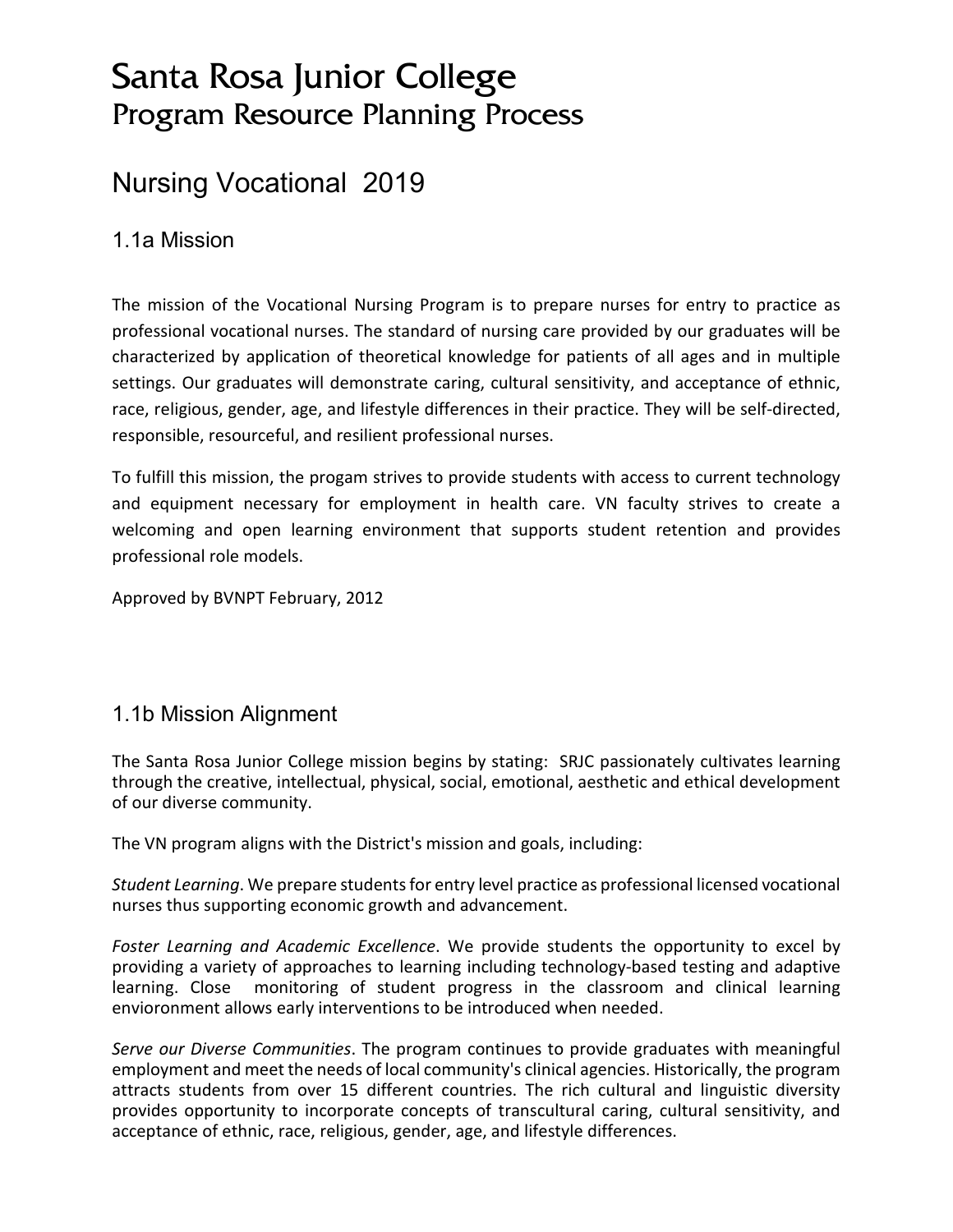# Santa Rosa Junior College
## Program Resource Planning Process

## Nursing Vocational 2019

### 1.1a Mission

The mission of the Vocational Nursing Program is to prepare nurses for entry to practice as professional vocational nurses. The standard of nursing care provided by our graduates will be characterized by application of theoretical knowledge for patients of all ages and in multiple settings. Our graduates will demonstrate caring, cultural sensitivity, and acceptance of ethnic, race, religious, gender, age, and lifestyle differences in their practice. They will be self-directed, responsible, resourceful, and resilient professional nurses.

To fulfill this mission, the progam strives to provide students with access to current technology and equipment necessary for employment in health care. VN faculty strives to create a welcoming and open learning environment that supports student retention and provides professional role models.

Approved by BVNPT February, 2012

### 1.1b Mission Alignment

The Santa Rosa Junior College mission begins by stating: SRJC passionately cultivates learning through the creative, intellectual, physical, social, emotional, aesthetic and ethical development of our diverse community.

The VN program aligns with the District's mission and goals, including:

*Student Learning*. We prepare students for entry level practice as professional licensed vocational nurses thus supporting economic growth and advancement.

*Foster Learning and Academic Excellence*. We provide students the opportunity to excel by providing a variety of approaches to learning including technology-based testing and adaptive learning. Close monitoring of student progress in the classroom and clinical learning envioronment allows early interventions to be introduced when needed.

*Serve our Diverse Communities*. The program continues to provide graduates with meaningful employment and meet the needs of local community's clinical agencies. Historically, the program attracts students from over 15 different countries. The rich cultural and linguistic diversity provides opportunity to incorporate concepts of transcultural caring, cultural sensitivity, and acceptance of ethnic, race, religious, gender, age, and lifestyle differences.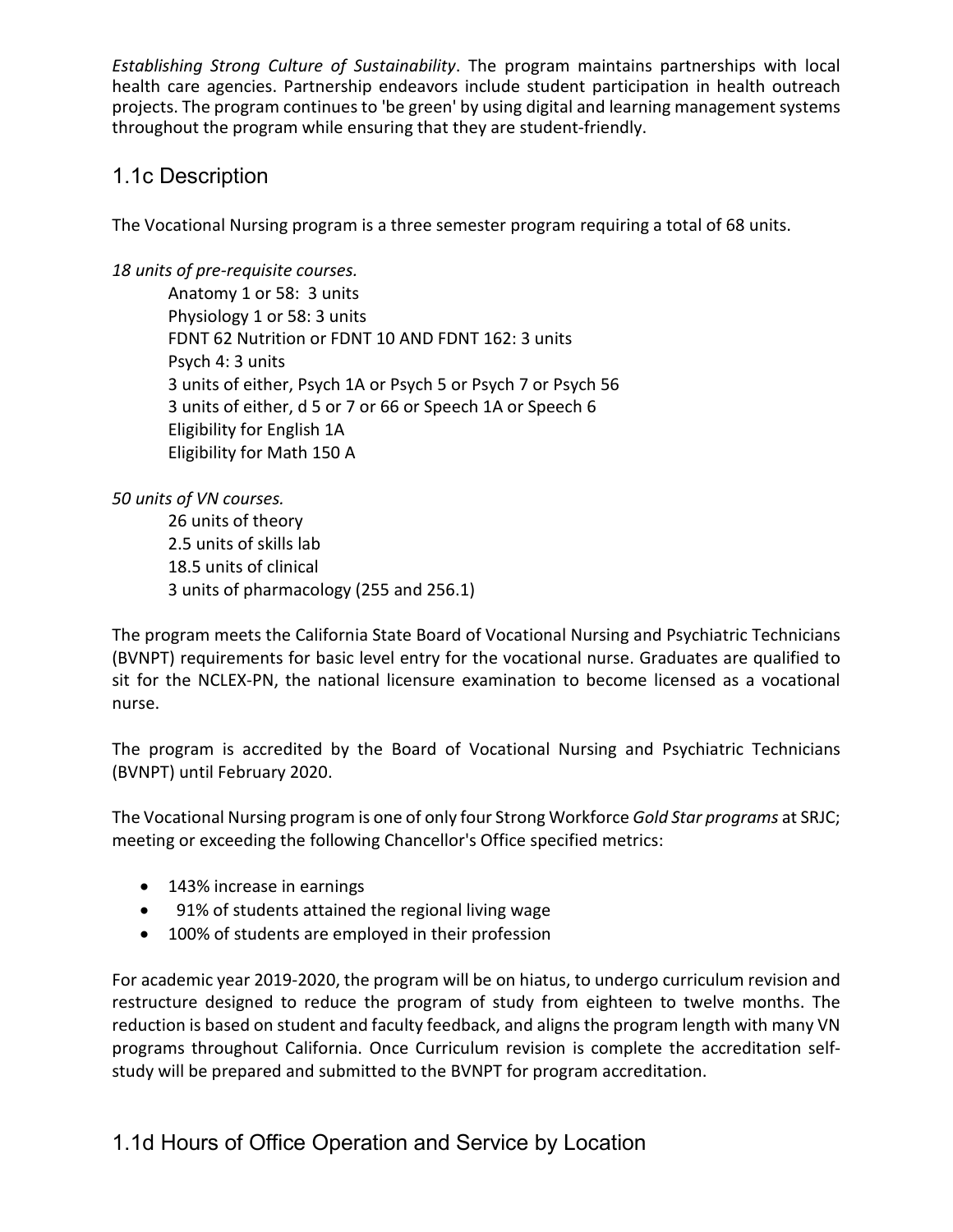*Establishing Strong Culture of Sustainability*. The program maintains partnerships with local health care agencies. Partnership endeavors include student participation in health outreach projects. The program continues to 'be green' by using digital and learning management systems throughout the program while ensuring that they are student-friendly.

## 1.1c Description

The Vocational Nursing program is a three semester program requiring a total of 68 units.

*18 units of pre-requisite courses.*

- Anatomy 1 or 58: 3 units
- Physiology 1 or 58: 3 units
- FDNT 62 Nutrition or FDNT 10 AND FDNT 162: 3 units
- Psych 4: 3 units
- 3 units of either, Psych 1A or Psych 5 or Psych 7 or Psych 56
- 3 units of either, d 5 or 7 or 66 or Speech 1A or Speech 6
- Eligibility for English 1A
- Eligibility for Math 150 A

*50 units of VN courses.*

- 26 units of theory
- 2.5 units of skills lab
- 18.5 units of clinical
- 3 units of pharmacology (255 and 256.1)

The program meets the California State Board of Vocational Nursing and Psychiatric Technicians (BVNPT) requirements for basic level entry for the vocational nurse. Graduates are qualified to sit for the NCLEX-PN, the national licensure examination to become licensed as a vocational nurse.

The program is accredited by the Board of Vocational Nursing and Psychiatric Technicians (BVNPT) until February 2020.

The Vocational Nursing program is one of only four Strong Workforce *Gold Star programs* at SRJC; meeting or exceeding the following Chancellor's Office specified metrics:

- 143% increase in earnings
- 91% of students attained the regional living wage
- 100% of students are employed in their profession

For academic year 2019-2020, the program will be on hiatus, to undergo curriculum revision and restructure designed to reduce the program of study from eighteen to twelve months. The reduction is based on student and faculty feedback, and aligns the program length with many VN programs throughout California. Once Curriculum revision is complete the accreditation self-study will be prepared and submitted to the BVNPT for program accreditation.

## 1.1d Hours of Office Operation and Service by Location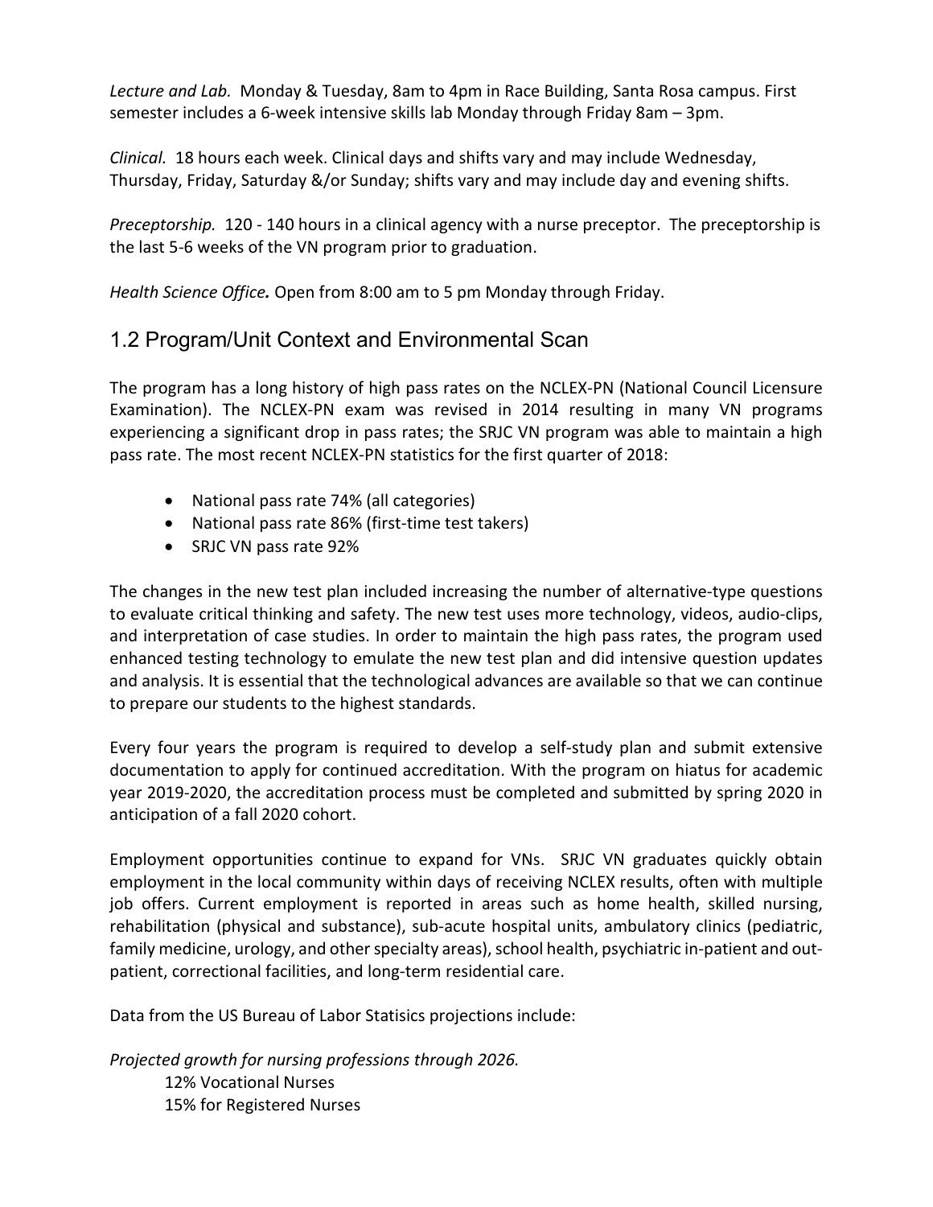*Lecture and Lab.* Monday & Tuesday, 8am to 4pm in Race Building, Santa Rosa campus. First semester includes a 6-week intensive skills lab Monday through Friday 8am – 3pm.

*Clinical.* 18 hours each week. Clinical days and shifts vary and may include Wednesday, Thursday, Friday, Saturday &/or Sunday; shifts vary and may include day and evening shifts.

*Preceptorship.* 120 - 140 hours in a clinical agency with a nurse preceptor. The preceptorship is the last 5-6 weeks of the VN program prior to graduation.

*Health Science Office.* Open from 8:00 am to 5 pm Monday through Friday.

## 1.2 Program/Unit Context and Environmental Scan

The program has a long history of high pass rates on the NCLEX-PN (National Council Licensure Examination). The NCLEX-PN exam was revised in 2014 resulting in many VN programs experiencing a significant drop in pass rates; the SRJC VN program was able to maintain a high pass rate. The most recent NCLEX-PN statistics for the first quarter of 2018:

- National pass rate 74% (all categories)
- National pass rate 86% (first-time test takers)
- SRJC VN pass rate 92%

The changes in the new test plan included increasing the number of alternative-type questions to evaluate critical thinking and safety. The new test uses more technology, videos, audio-clips, and interpretation of case studies. In order to maintain the high pass rates, the program used enhanced testing technology to emulate the new test plan and did intensive question updates and analysis. It is essential that the technological advances are available so that we can continue to prepare our students to the highest standards.

Every four years the program is required to develop a self-study plan and submit extensive documentation to apply for continued accreditation. With the program on hiatus for academic year 2019-2020, the accreditation process must be completed and submitted by spring 2020 in anticipation of a fall 2020 cohort.

Employment opportunities continue to expand for VNs. SRJC VN graduates quickly obtain employment in the local community within days of receiving NCLEX results, often with multiple job offers. Current employment is reported in areas such as home health, skilled nursing, rehabilitation (physical and substance), sub-acute hospital units, ambulatory clinics (pediatric, family medicine, urology, and other specialty areas), school health, psychiatric in-patient and out-patient, correctional facilities, and long-term residential care.

Data from the US Bureau of Labor Statisics projections include:

*Projected growth for nursing professions through 2026.*

12% Vocational Nurses
15% for Registered Nurses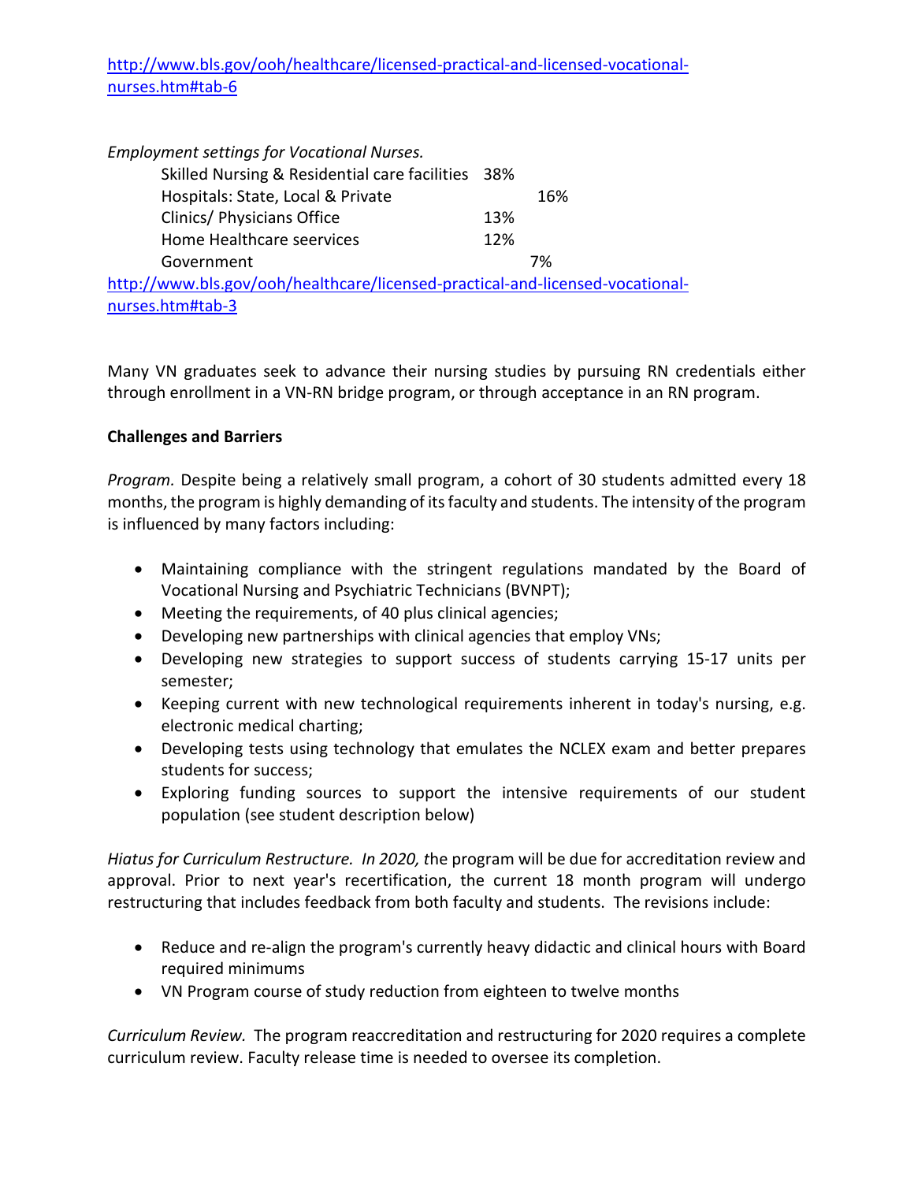http://www.bls.gov/ooh/healthcare/licensed-practical-and-licensed-vocational-nurses.htm#tab-6

*Employment settings for Vocational Nurses.*

| | |
|---|---|
| Skilled Nursing & Residential care facilities | 38% |
| Hospitals: State, Local & Private | 16% |
| Clinics/ Physicians Office | 13% |
| Home Healthcare seervices | 12% |
| Government | 7% |

http://www.bls.gov/ooh/healthcare/licensed-practical-and-licensed-vocational-nurses.htm#tab-3

Many VN graduates seek to advance their nursing studies by pursuing RN credentials either through enrollment in a VN-RN bridge program, or through acceptance in an RN program.

**Challenges and Barriers**

*Program.* Despite being a relatively small program, a cohort of 30 students admitted every 18 months, the program is highly demanding of its faculty and students. The intensity of the program is influenced by many factors including:

- Maintaining compliance with the stringent regulations mandated by the Board of Vocational Nursing and Psychiatric Technicians (BVNPT);
- Meeting the requirements, of 40 plus clinical agencies;
- Developing new partnerships with clinical agencies that employ VNs;
- Developing new strategies to support success of students carrying 15-17 units per semester;
- Keeping current with new technological requirements inherent in today's nursing, e.g. electronic medical charting;
- Developing tests using technology that emulates the NCLEX exam and better prepares students for success;
- Exploring funding sources to support the intensive requirements of our student population (see student description below)

*Hiatus for Curriculum Restructure. In 2020, t*he program will be due for accreditation review and approval. Prior to next year's recertification, the current 18 month program will undergo restructuring that includes feedback from both faculty and students. The revisions include:

- Reduce and re-align the program's currently heavy didactic and clinical hours with Board required minimums
- VN Program course of study reduction from eighteen to twelve months

*Curriculum Review.* The program reaccreditation and restructuring for 2020 requires a complete curriculum review. Faculty release time is needed to oversee its completion.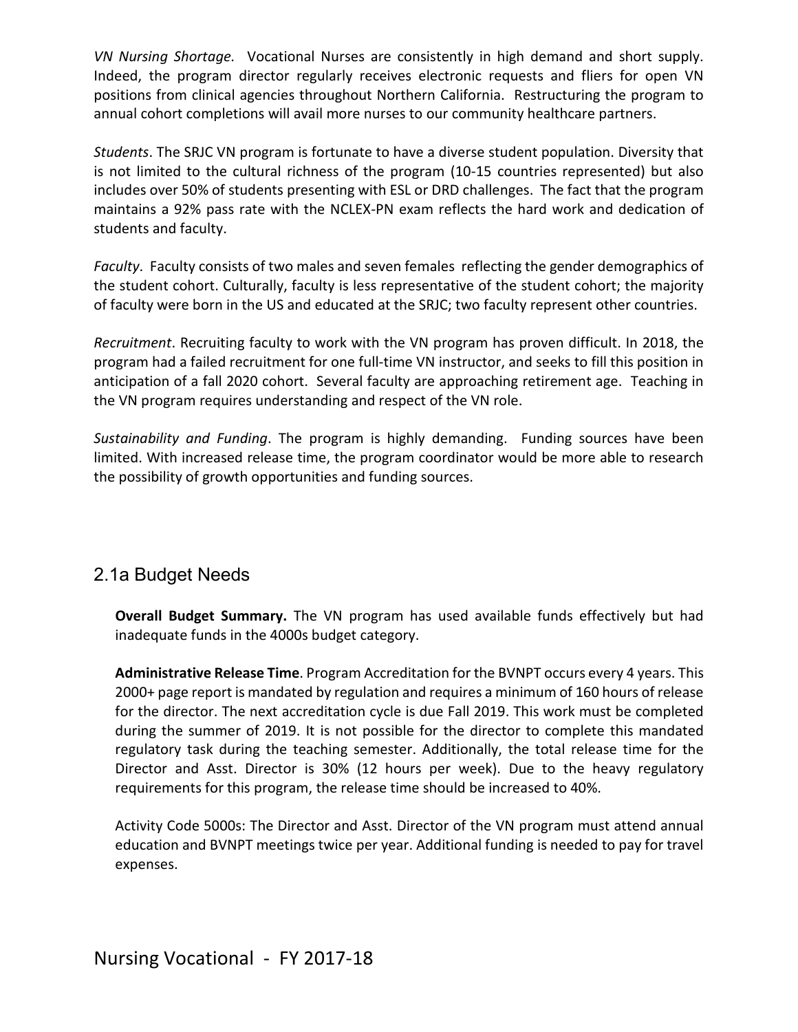*VN Nursing Shortage.* Vocational Nurses are consistently in high demand and short supply. Indeed, the program director regularly receives electronic requests and fliers for open VN positions from clinical agencies throughout Northern California. Restructuring the program to annual cohort completions will avail more nurses to our community healthcare partners.

*Students*. The SRJC VN program is fortunate to have a diverse student population. Diversity that is not limited to the cultural richness of the program (10-15 countries represented) but also includes over 50% of students presenting with ESL or DRD challenges. The fact that the program maintains a 92% pass rate with the NCLEX-PN exam reflects the hard work and dedication of students and faculty.

*Faculty*. Faculty consists of two males and seven females reflecting the gender demographics of the student cohort. Culturally, faculty is less representative of the student cohort; the majority of faculty were born in the US and educated at the SRJC; two faculty represent other countries.

*Recruitment*. Recruiting faculty to work with the VN program has proven difficult. In 2018, the program had a failed recruitment for one full-time VN instructor, and seeks to fill this position in anticipation of a fall 2020 cohort. Several faculty are approaching retirement age. Teaching in the VN program requires understanding and respect of the VN role.

*Sustainability and Funding*. The program is highly demanding. Funding sources have been limited. With increased release time, the program coordinator would be more able to research the possibility of growth opportunities and funding sources.

## 2.1a Budget Needs

**Overall Budget Summary.** The VN program has used available funds effectively but had inadequate funds in the 4000s budget category.

**Administrative Release Time**. Program Accreditation for the BVNPT occurs every 4 years. This 2000+ page report is mandated by regulation and requires a minimum of 160 hours of release for the director. The next accreditation cycle is due Fall 2019. This work must be completed during the summer of 2019. It is not possible for the director to complete this mandated regulatory task during the teaching semester. Additionally, the total release time for the Director and Asst. Director is 30% (12 hours per week). Due to the heavy regulatory requirements for this program, the release time should be increased to 40%.

Activity Code 5000s: The Director and Asst. Director of the VN program must attend annual education and BVNPT meetings twice per year. Additional funding is needed to pay for travel expenses.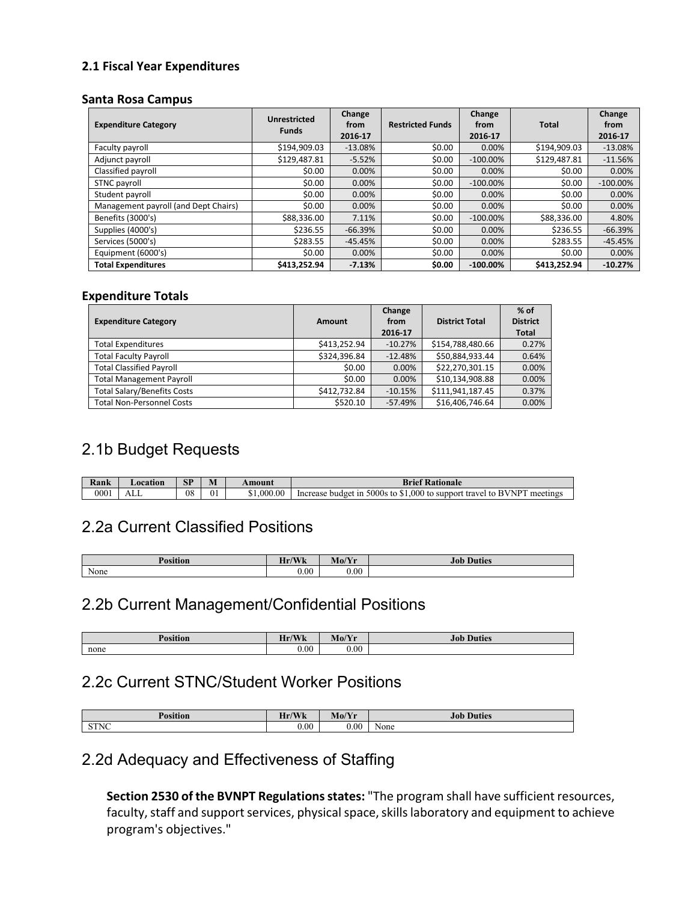### 2.1 Fiscal Year Expenditures

#### Santa Rosa Campus

| Expenditure Category | Unrestricted Funds | Change from 2016-17 | Restricted Funds | Change from 2016-17 | Total | Change from 2016-17 |
|---|---|---|---|---|---|---|
| Faculty payroll | $194,909.03 | -13.08% | $0.00 | 0.00% | $194,909.03 | -13.08% |
| Adjunct payroll | $129,487.81 | -5.52% | $0.00 | -100.00% | $129,487.81 | -11.56% |
| Classified payroll | $0.00 | 0.00% | $0.00 | 0.00% | $0.00 | 0.00% |
| STNC payroll | $0.00 | 0.00% | $0.00 | -100.00% | $0.00 | -100.00% |
| Student payroll | $0.00 | 0.00% | $0.00 | 0.00% | $0.00 | 0.00% |
| Management payroll (and Dept Chairs) | $0.00 | 0.00% | $0.00 | 0.00% | $0.00 | 0.00% |
| Benefits (3000's) | $88,336.00 | 7.11% | $0.00 | -100.00% | $88,336.00 | 4.80% |
| Supplies (4000's) | $236.55 | -66.39% | $0.00 | 0.00% | $236.55 | -66.39% |
| Services (5000's) | $283.55 | -45.45% | $0.00 | 0.00% | $283.55 | -45.45% |
| Equipment (6000's) | $0.00 | 0.00% | $0.00 | 0.00% | $0.00 | 0.00% |
| **Total Expenditures** | **$413,252.94** | **-7.13%** | **$0.00** | **-100.00%** | **$413,252.94** | **-10.27%** |

#### Expenditure Totals

| Expenditure Category | Amount | Change from 2016-17 | District Total | % of District Total |
|---|---|---|---|---|
| Total Expenditures | $413,252.94 | -10.27% | $154,788,480.66 | 0.27% |
| Total Faculty Payroll | $324,396.84 | -12.48% | $50,884,933.44 | 0.64% |
| Total Classified Payroll | $0.00 | 0.00% | $22,270,301.15 | 0.00% |
| Total Management Payroll | $0.00 | 0.00% | $10,134,908.88 | 0.00% |
| Total Salary/Benefits Costs | $412,732.84 | -10.15% | $111,941,187.45 | 0.37% |
| Total Non-Personnel Costs | $520.10 | -57.49% | $16,406,746.64 | 0.00% |

## 2.1b Budget Requests

| Rank | Location | SP | M | Amount | Brief Rationale |
|---|---|---|---|---|---|
| 0001 | ALL | 08 | 01 | $1,000.00 | Increase budget in 5000s to $1,000 to support travel to BVNPT meetings |

## 2.2a Current Classified Positions

| Position | Hr/Wk | Mo/Yr | Job Duties |
|---|---|---|---|
| None | 0.00 | 0.00 | |

## 2.2b Current Management/Confidential Positions

| Position | Hr/Wk | Mo/Yr | Job Duties |
|---|---|---|---|
| none | 0.00 | 0.00 | |

## 2.2c Current STNC/Student Worker Positions

| Position | Hr/Wk | Mo/Yr | Job Duties |
|---|---|---|---|
| STNC | 0.00 | 0.00 | None |

## 2.2d Adequacy and Effectiveness of Staffing

**Section 2530 of the BVNPT Regulations states:** "The program shall have sufficient resources, faculty, staff and support services, physical space, skills laboratory and equipment to achieve program's objectives."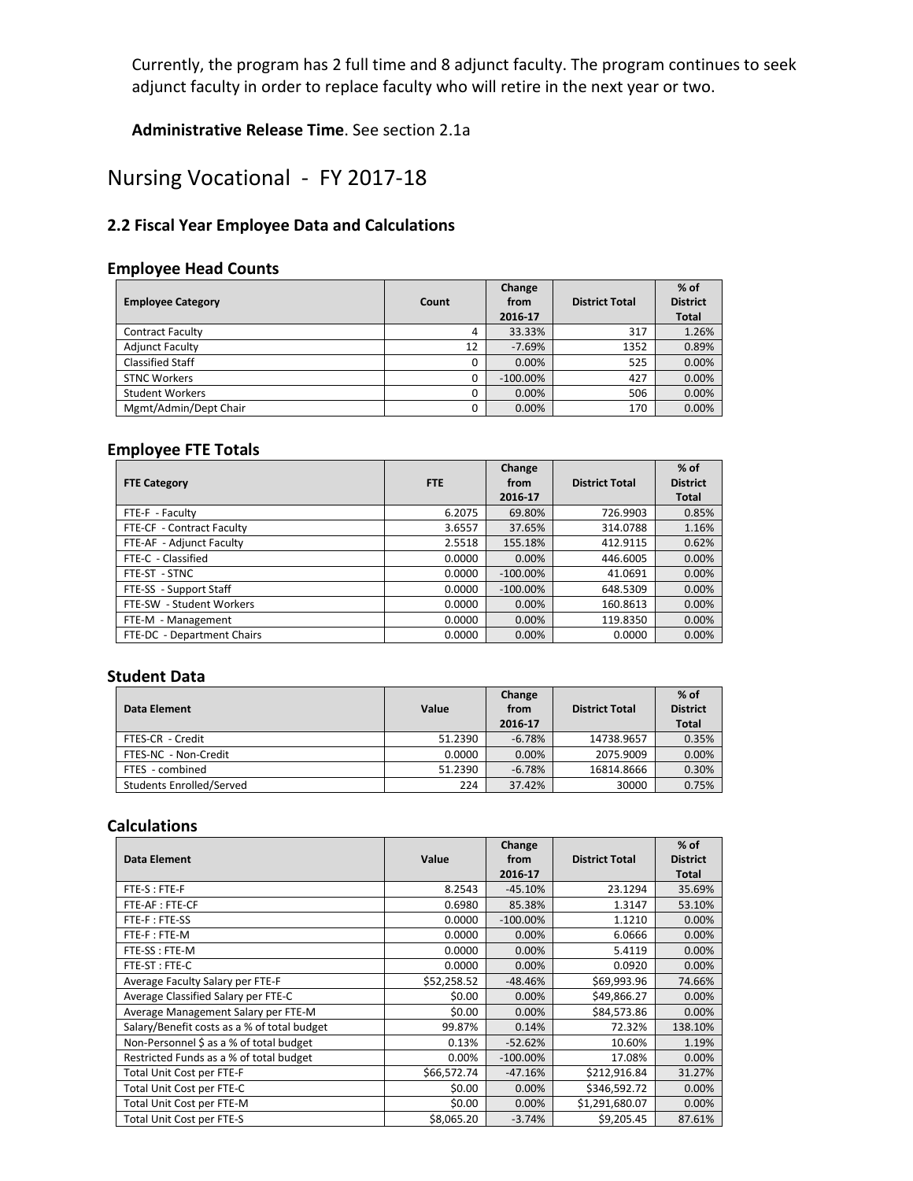Currently, the program has 2 full time and 8 adjunct faculty. The program continues to seek adjunct faculty in order to replace faculty who will retire in the next year or two.

**Administrative Release Time**. See section 2.1a

# Nursing Vocational - FY 2017-18

### 2.2 Fiscal Year Employee Data and Calculations

#### Employee Head Counts

| Employee Category | Count | Change from 2016-17 | District Total | % of District Total |
|---|---|---|---|---|
| Contract Faculty | 4 | 33.33% | 317 | 1.26% |
| Adjunct Faculty | 12 | -7.69% | 1352 | 0.89% |
| Classified Staff | 0 | 0.00% | 525 | 0.00% |
| STNC Workers | 0 | -100.00% | 427 | 0.00% |
| Student Workers | 0 | 0.00% | 506 | 0.00% |
| Mgmt/Admin/Dept Chair | 0 | 0.00% | 170 | 0.00% |

#### Employee FTE Totals

| FTE Category | FTE | Change from 2016-17 | District Total | % of District Total |
|---|---|---|---|---|
| FTE-F - Faculty | 6.2075 | 69.80% | 726.9903 | 0.85% |
| FTE-CF - Contract Faculty | 3.6557 | 37.65% | 314.0788 | 1.16% |
| FTE-AF - Adjunct Faculty | 2.5518 | 155.18% | 412.9115 | 0.62% |
| FTE-C - Classified | 0.0000 | 0.00% | 446.6005 | 0.00% |
| FTE-ST - STNC | 0.0000 | -100.00% | 41.0691 | 0.00% |
| FTE-SS - Support Staff | 0.0000 | -100.00% | 648.5309 | 0.00% |
| FTE-SW - Student Workers | 0.0000 | 0.00% | 160.8613 | 0.00% |
| FTE-M - Management | 0.0000 | 0.00% | 119.8350 | 0.00% |
| FTE-DC - Department Chairs | 0.0000 | 0.00% | 0.0000 | 0.00% |

#### Student Data

| Data Element | Value | Change from 2016-17 | District Total | % of District Total |
|---|---|---|---|---|
| FTES-CR - Credit | 51.2390 | -6.78% | 14738.9657 | 0.35% |
| FTES-NC - Non-Credit | 0.0000 | 0.00% | 2075.9009 | 0.00% |
| FTES - combined | 51.2390 | -6.78% | 16814.8666 | 0.30% |
| Students Enrolled/Served | 224 | 37.42% | 30000 | 0.75% |

#### Calculations

| Data Element | Value | Change from 2016-17 | District Total | % of District Total |
|---|---|---|---|---|
| FTE-S : FTE-F | 8.2543 | -45.10% | 23.1294 | 35.69% |
| FTE-AF : FTE-CF | 0.6980 | 85.38% | 1.3147 | 53.10% |
| FTE-F : FTE-SS | 0.0000 | -100.00% | 1.1210 | 0.00% |
| FTE-F : FTE-M | 0.0000 | 0.00% | 6.0666 | 0.00% |
| FTE-SS : FTE-M | 0.0000 | 0.00% | 5.4119 | 0.00% |
| FTE-ST : FTE-C | 0.0000 | 0.00% | 0.0920 | 0.00% |
| Average Faculty Salary per FTE-F | $52,258.52 | -48.46% | $69,993.96 | 74.66% |
| Average Classified Salary per FTE-C | $0.00 | 0.00% | $49,866.27 | 0.00% |
| Average Management Salary per FTE-M | $0.00 | 0.00% | $84,573.86 | 0.00% |
| Salary/Benefit costs as a % of total budget | 99.87% | 0.14% | 72.32% | 138.10% |
| Non-Personnel $ as a % of total budget | 0.13% | -52.62% | 10.60% | 1.19% |
| Restricted Funds as a % of total budget | 0.00% | -100.00% | 17.08% | 0.00% |
| Total Unit Cost per FTE-F | $66,572.74 | -47.16% | $212,916.84 | 31.27% |
| Total Unit Cost per FTE-C | $0.00 | 0.00% | $346,592.72 | 0.00% |
| Total Unit Cost per FTE-M | $0.00 | 0.00% | $1,291,680.07 | 0.00% |
| Total Unit Cost per FTE-S | $8,065.20 | -3.74% | $9,205.45 | 87.61% |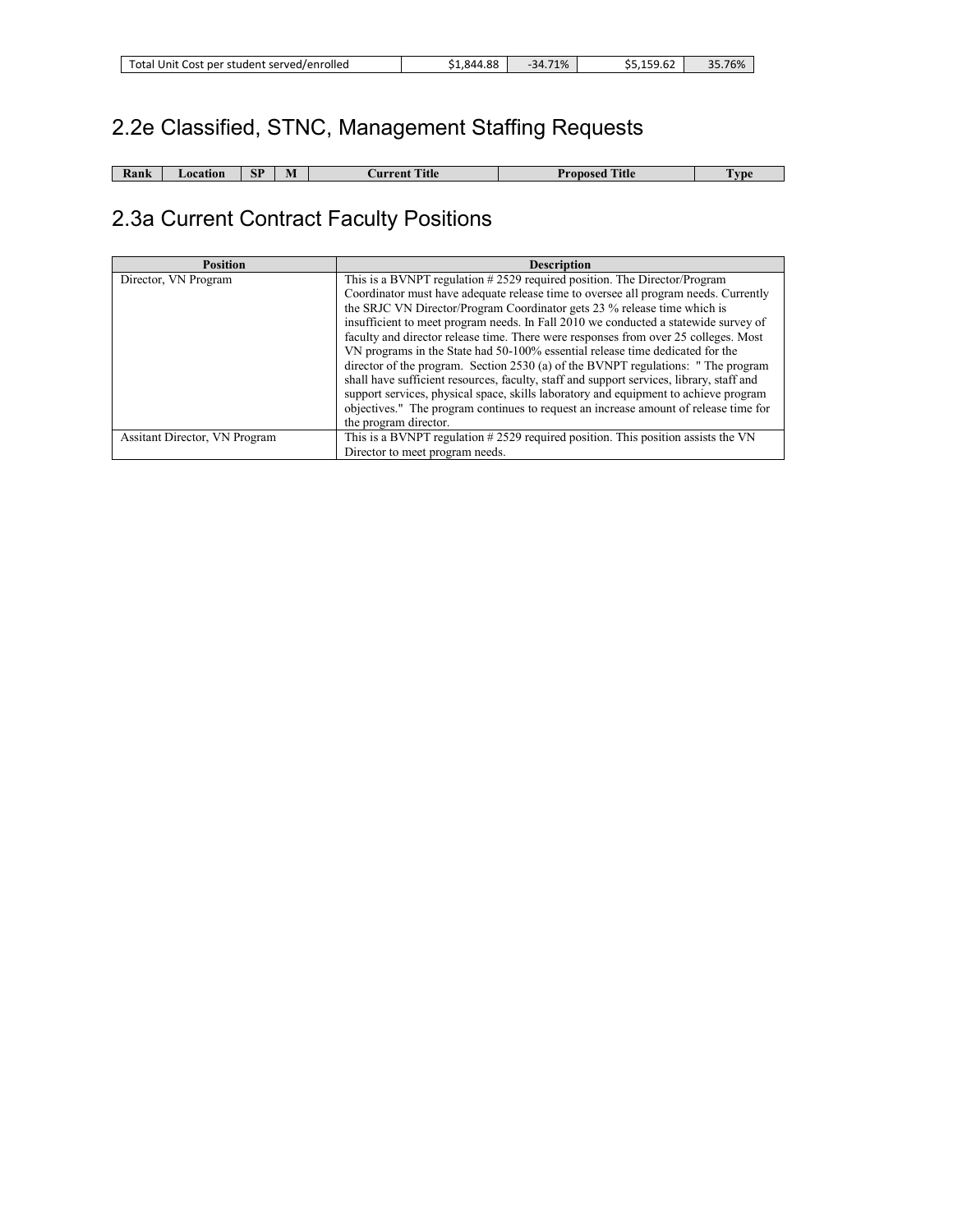| Total Unit Cost per student served/enrolled | $1,844.88 | -34.71% | $5,159.62 | 35.76% |
|---|---|---|---|---|

## 2.2e Classified, STNC, Management Staffing Requests

| Rank | Location | SP | M | Current Title | Proposed Title | Type |
|---|---|---|---|---|---|---|

## 2.3a Current Contract Faculty Positions

| Position | Description |
|---|---|
| Director, VN Program | This is a BVNPT regulation # 2529 required position. The Director/Program Coordinator must have adequate release time to oversee all program needs. Currently the SRJC VN Director/Program Coordinator gets 23 % release time which is insufficient to meet program needs. In Fall 2010 we conducted a statewide survey of faculty and director release time. There were responses from over 25 colleges. Most VN programs in the State had 50-100% essential release time dedicated for the director of the program. Section 2530 (a) of the BVNPT regulations: " The program shall have sufficient resources, faculty, staff and support services, library, staff and support services, physical space, skills laboratory and equipment to achieve program objectives." The program continues to request an increase amount of release time for the program director. |
| Assitant Director, VN Program | This is a BVNPT regulation # 2529 required position. This position assists the VN Director to meet program needs. |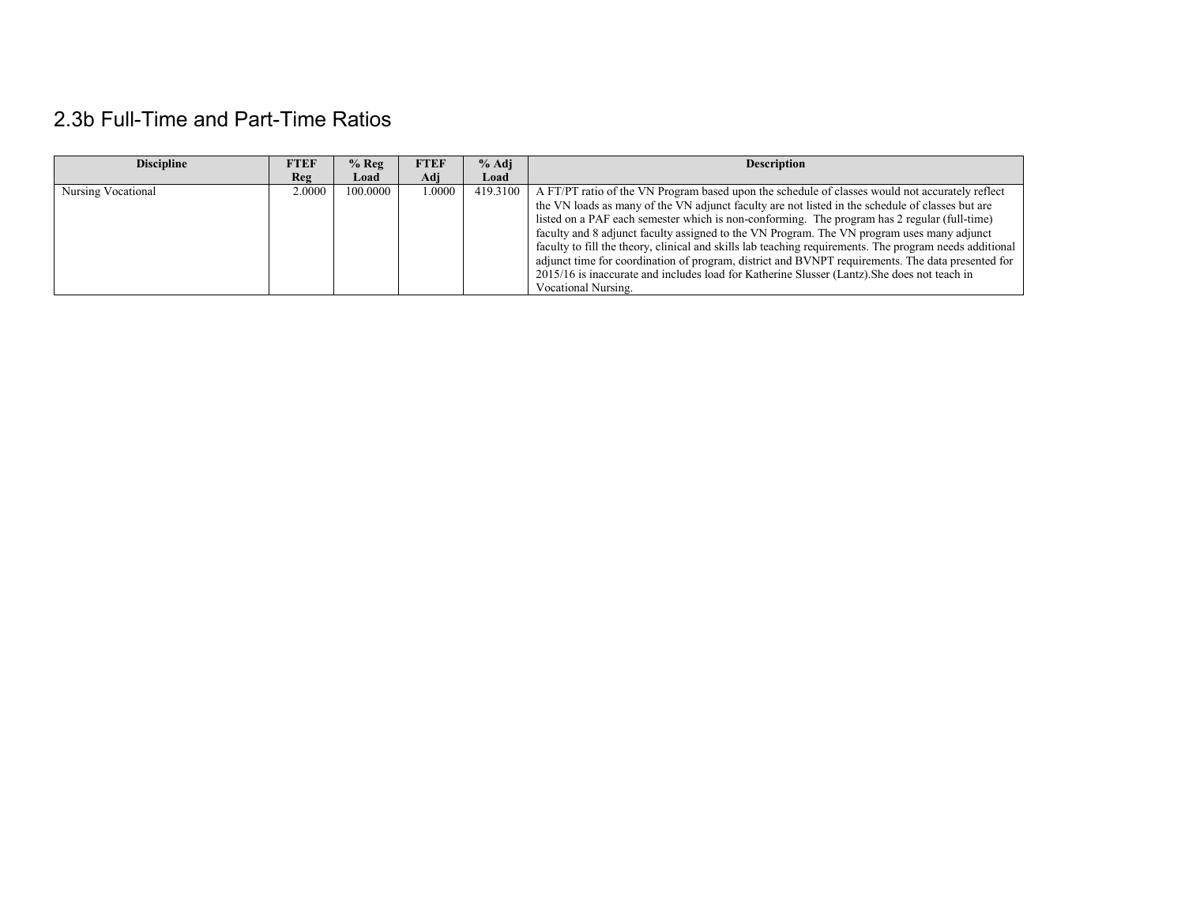## 2.3b Full-Time and Part-Time Ratios

| Discipline | FTEF Reg | % Reg Load | FTEF Adj | % Adj Load | Description |
|---|---|---|---|---|---|
| Nursing Vocational | 2.0000 | 100.0000 | 1.0000 | 419.3100 | A FT/PT ratio of the VN Program based upon the schedule of classes would not accurately reflect the VN loads as many of the VN adjunct faculty are not listed in the schedule of classes but are listed on a PAF each semester which is non-conforming. The program has 2 regular (full-time) faculty and 8 adjunct faculty assigned to the VN Program. The VN program uses many adjunct faculty to fill the theory, clinical and skills lab teaching requirements. The program needs additional adjunct time for coordination of program, district and BVNPT requirements. The data presented for 2015/16 is inaccurate and includes load for Katherine Slusser (Lantz).She does not teach in Vocational Nursing. |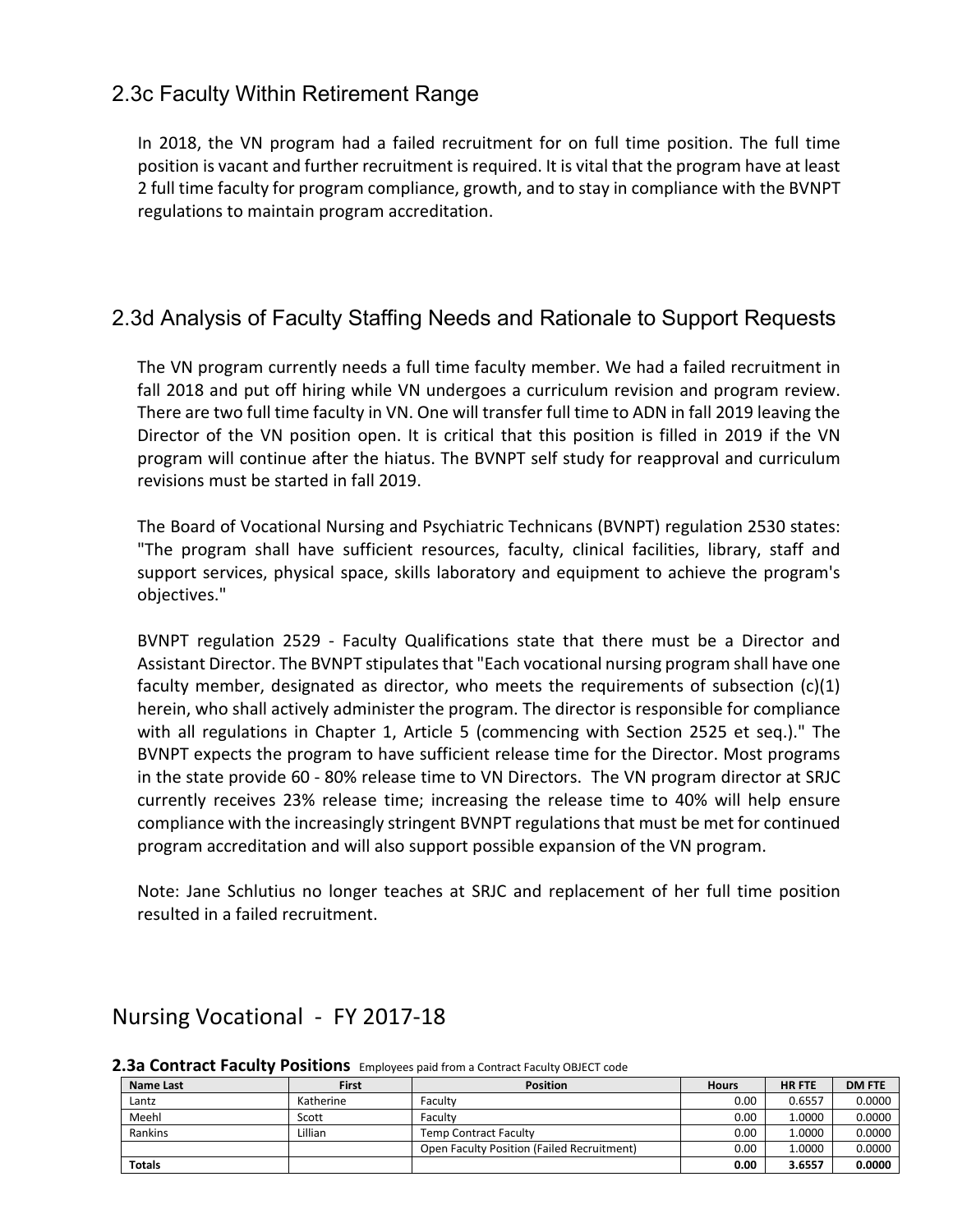## 2.3c Faculty Within Retirement Range

In 2018, the VN program had a failed recruitment for on full time position. The full time position is vacant and further recruitment is required. It is vital that the program have at least 2 full time faculty for program compliance, growth, and to stay in compliance with the BVNPT regulations to maintain program accreditation.

## 2.3d Analysis of Faculty Staffing Needs and Rationale to Support Requests

The VN program currently needs a full time faculty member. We had a failed recruitment in fall 2018 and put off hiring while VN undergoes a curriculum revision and program review. There are two full time faculty in VN. One will transfer full time to ADN in fall 2019 leaving the Director of the VN position open. It is critical that this position is filled in 2019 if the VN program will continue after the hiatus. The BVNPT self study for reapproval and curriculum revisions must be started in fall 2019.

The Board of Vocational Nursing and Psychiatric Technicans (BVNPT) regulation 2530 states: "The program shall have sufficient resources, faculty, clinical facilities, library, staff and support services, physical space, skills laboratory and equipment to achieve the program's objectives."

BVNPT regulation 2529 - Faculty Qualifications state that there must be a Director and Assistant Director. The BVNPT stipulates that "Each vocational nursing program shall have one faculty member, designated as director, who meets the requirements of subsection (c)(1) herein, who shall actively administer the program. The director is responsible for compliance with all regulations in Chapter 1, Article 5 (commencing with Section 2525 et seq.)." The BVNPT expects the program to have sufficient release time for the Director. Most programs in the state provide 60 - 80% release time to VN Directors. The VN program director at SRJC currently receives 23% release time; increasing the release time to 40% will help ensure compliance with the increasingly stringent BVNPT regulations that must be met for continued program accreditation and will also support possible expansion of the VN program.

Note: Jane Schlutius no longer teaches at SRJC and replacement of her full time position resulted in a failed recruitment.

# Nursing Vocational - FY 2017-18

**2.3a Contract Faculty Positions** Employees paid from a Contract Faculty OBJECT code

| Name Last | First | Position | Hours | HR FTE | DM FTE |
|---|---|---|---|---|---|
| Lantz | Katherine | Faculty | 0.00 | 0.6557 | 0.0000 |
| Meehl | Scott | Faculty | 0.00 | 1.0000 | 0.0000 |
| Rankins | Lillian | Temp Contract Faculty | 0.00 | 1.0000 | 0.0000 |
| | | Open Faculty Position (Failed Recruitment) | 0.00 | 1.0000 | 0.0000 |
| **Totals** | | | **0.00** | **3.6557** | **0.0000** |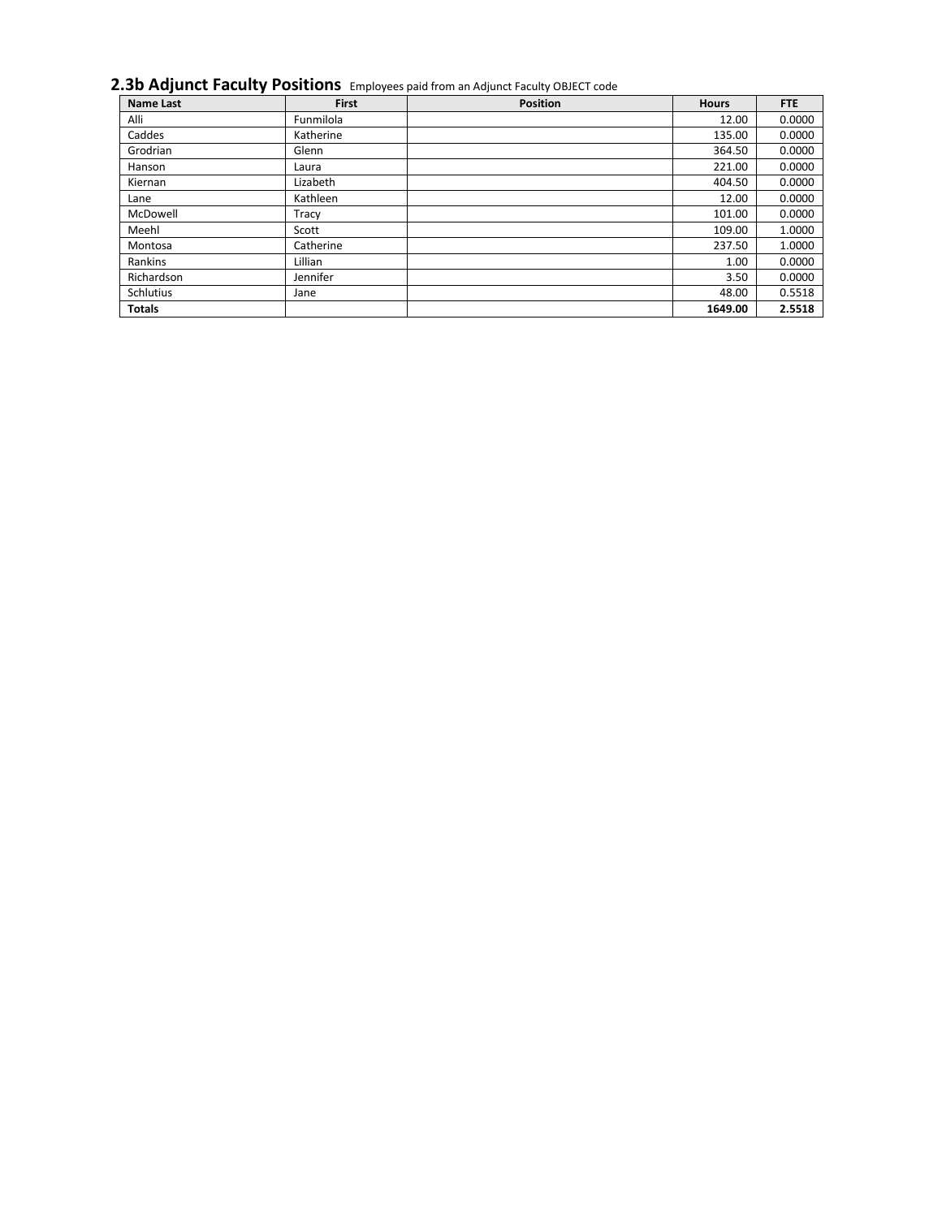## 2.3b Adjunct Faculty Positions

Employees paid from an Adjunct Faculty OBJECT code

| Name Last | First | Position | Hours | FTE |
|---|---|---|---|---|
| Alli | Funmilola | | 12.00 | 0.0000 |
| Caddes | Katherine | | 135.00 | 0.0000 |
| Grodrian | Glenn | | 364.50 | 0.0000 |
| Hanson | Laura | | 221.00 | 0.0000 |
| Kiernan | Lizabeth | | 404.50 | 0.0000 |
| Lane | Kathleen | | 12.00 | 0.0000 |
| McDowell | Tracy | | 101.00 | 0.0000 |
| Meehl | Scott | | 109.00 | 1.0000 |
| Montosa | Catherine | | 237.50 | 1.0000 |
| Rankins | Lillian | | 1.00 | 0.0000 |
| Richardson | Jennifer | | 3.50 | 0.0000 |
| Schlutius | Jane | | 48.00 | 0.5518 |
| **Totals** | | | **1649.00** | **2.5518** |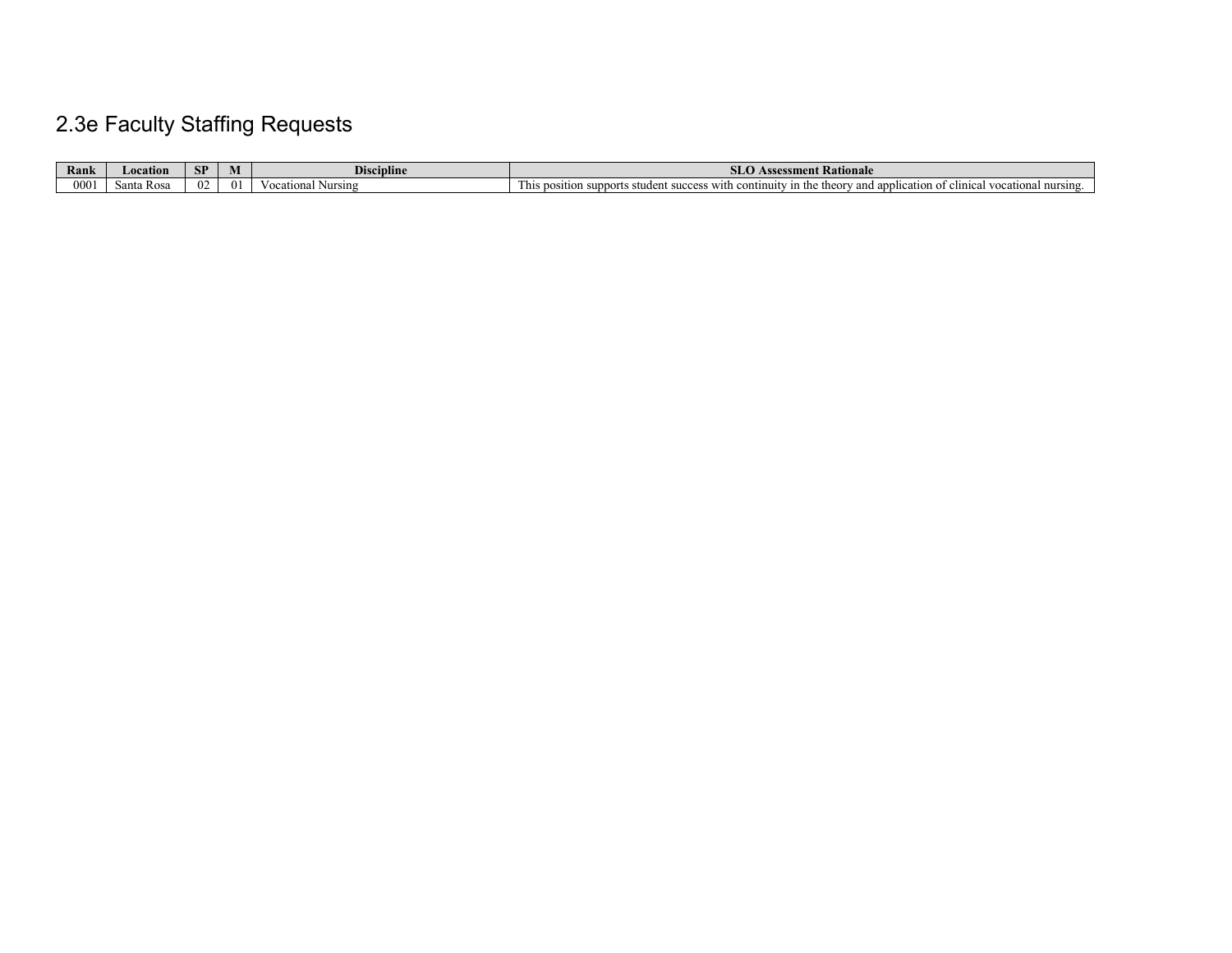## 2.3e Faculty Staffing Requests

| Rank | Location | SP | M | Discipline | SLO Assessment Rationale |
|---|---|---|---|---|---|
| 0001 | Santa Rosa | 02 | 01 | Vocational Nursing | This position supports student success with continuity in the theory and application of clinical vocational nursing. |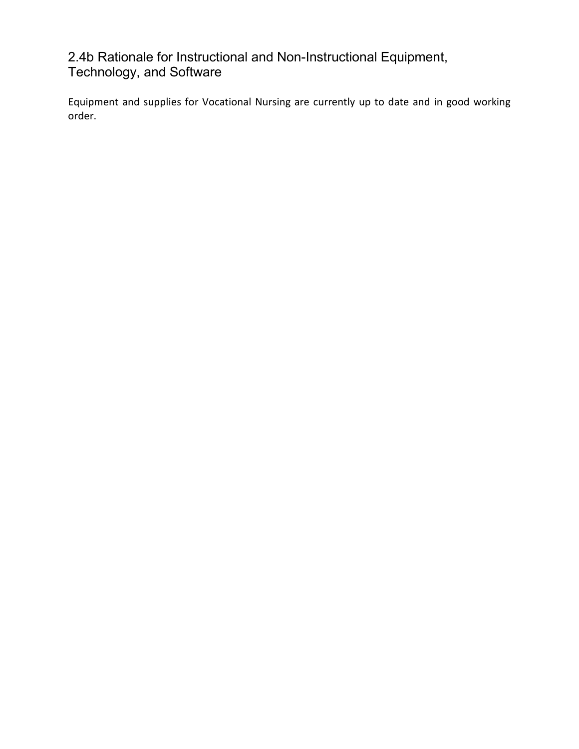## 2.4b Rationale for Instructional and Non-Instructional Equipment, Technology, and Software

Equipment and supplies for Vocational Nursing are currently up to date and in good working order.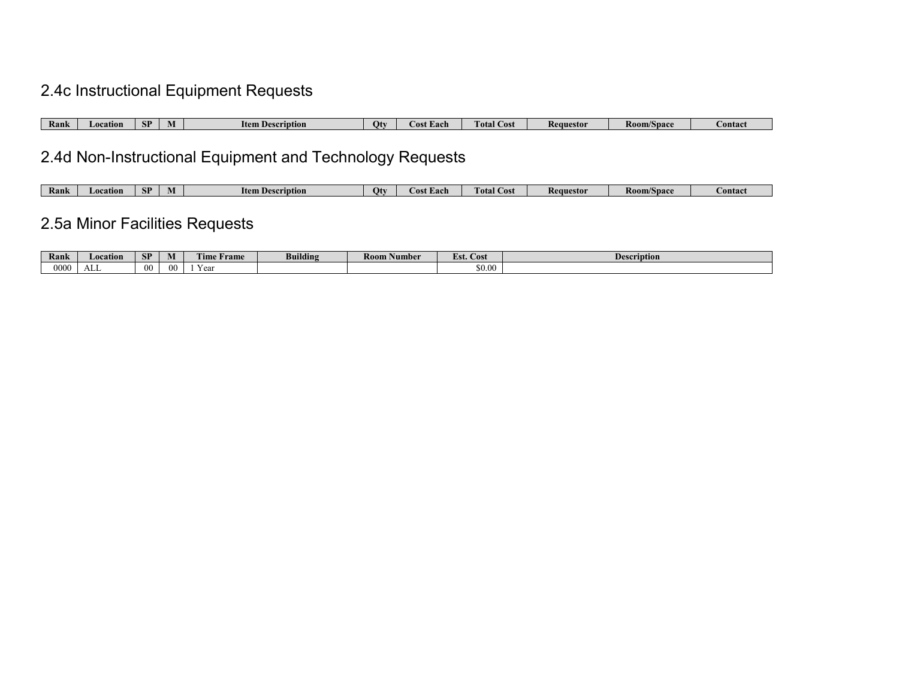## 2.4c Instructional Equipment Requests

| Rank | Location | SP | M | Item Description | Qty | Cost Each | Total Cost | Requestor | Room/Space | Contact |
|---|---|---|---|---|---|---|---|---|---|---|

## 2.4d Non-Instructional Equipment and Technology Requests

| Rank | Location | SP | M | Item Description | Qty | Cost Each | Total Cost | Requestor | Room/Space | Contact |
|---|---|---|---|---|---|---|---|---|---|---|

## 2.5a Minor Facilities Requests

| Rank | Location | SP | M | Time Frame | Building | Room Number | Est. Cost | Description |
|---|---|---|---|---|---|---|---|---|
| 0000 | ALL | 00 | 00 | 1 Year | | | $0.00 | |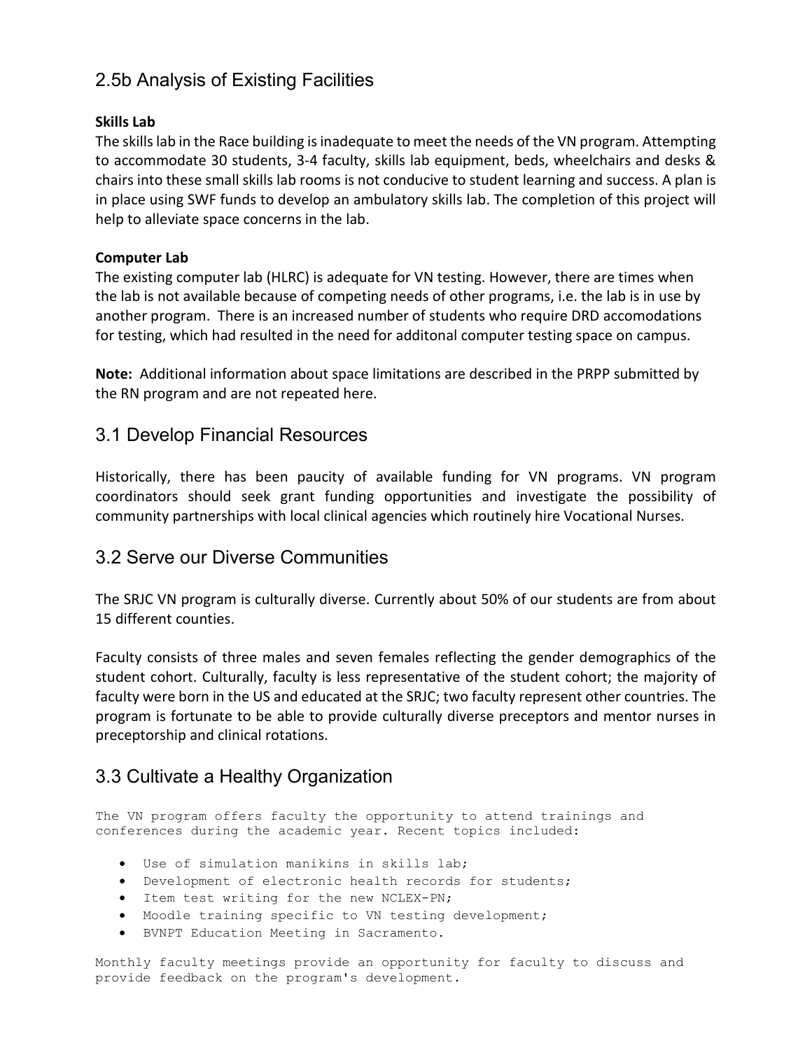## 2.5b Analysis of Existing Facilities

**Skills Lab**

The skills lab in the Race building is inadequate to meet the needs of the VN program. Attempting to accommodate 30 students, 3-4 faculty, skills lab equipment, beds, wheelchairs and desks & chairs into these small skills lab rooms is not conducive to student learning and success. A plan is in place using SWF funds to develop an ambulatory skills lab. The completion of this project will help to alleviate space concerns in the lab.

**Computer Lab**

The existing computer lab (HLRC) is adequate for VN testing. However, there are times when the lab is not available because of competing needs of other programs, i.e. the lab is in use by another program. There is an increased number of students who require DRD accomodations for testing, which had resulted in the need for additonal computer testing space on campus.

**Note:** Additional information about space limitations are described in the PRPP submitted by the RN program and are not repeated here.

## 3.1 Develop Financial Resources

Historically, there has been paucity of available funding for VN programs. VN program coordinators should seek grant funding opportunities and investigate the possibility of community partnerships with local clinical agencies which routinely hire Vocational Nurses.

## 3.2 Serve our Diverse Communities

The SRJC VN program is culturally diverse. Currently about 50% of our students are from about 15 different counties.

Faculty consists of three males and seven females reflecting the gender demographics of the student cohort. Culturally, faculty is less representative of the student cohort; the majority of faculty were born in the US and educated at the SRJC; two faculty represent other countries. The program is fortunate to be able to provide culturally diverse preceptors and mentor nurses in preceptorship and clinical rotations.

## 3.3 Cultivate a Healthy Organization

The VN program offers faculty the opportunity to attend trainings and conferences during the academic year. Recent topics included:

- Use of simulation manikins in skills lab;
- Development of electronic health records for students;
- Item test writing for the new NCLEX-PN;
- Moodle training specific to VN testing development;
- BVNPT Education Meeting in Sacramento.

Monthly faculty meetings provide an opportunity for faculty to discuss and provide feedback on the program's development.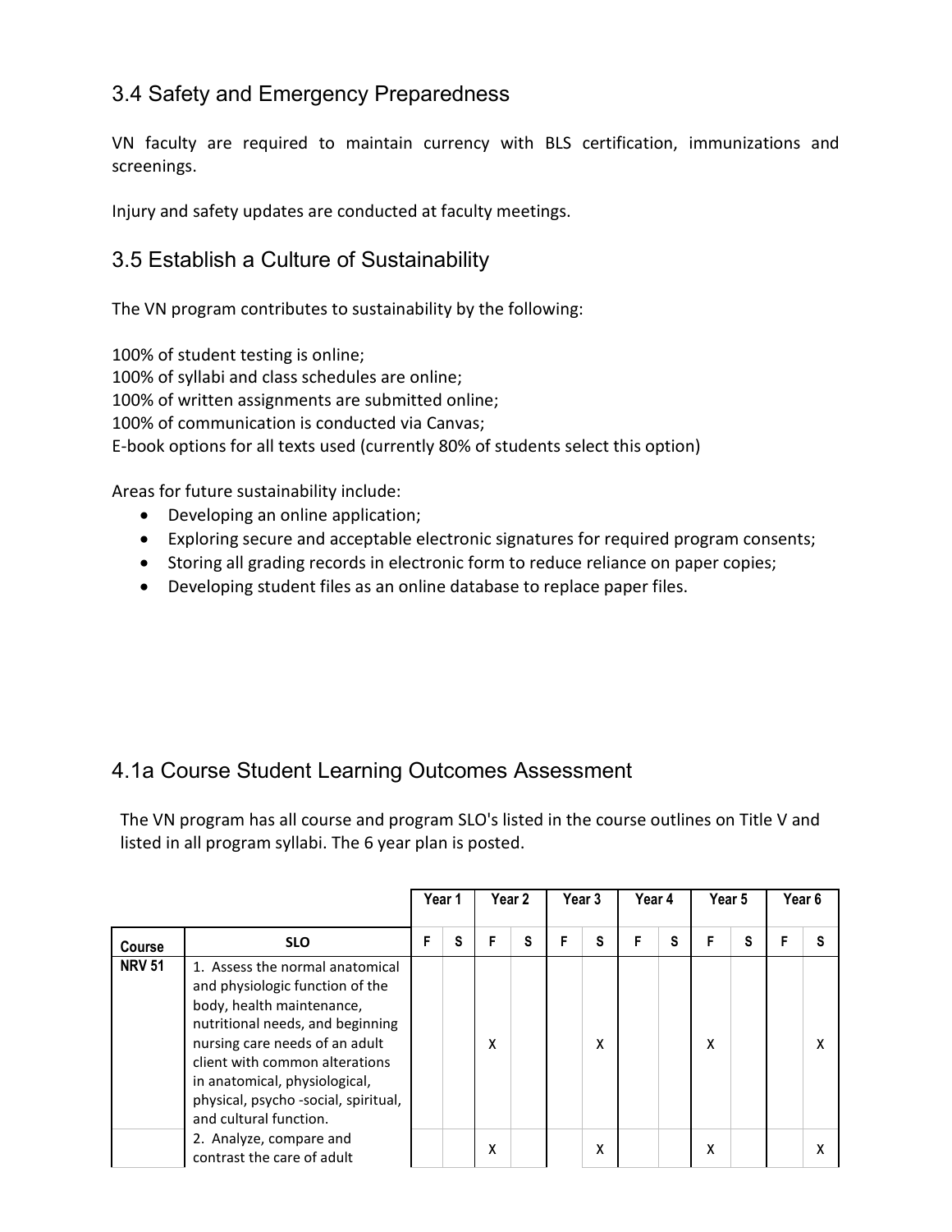## 3.4 Safety and Emergency Preparedness

VN faculty are required to maintain currency with BLS certification, immunizations and screenings.

Injury and safety updates are conducted at faculty meetings.

## 3.5 Establish a Culture of Sustainability

The VN program contributes to sustainability by the following:

100% of student testing is online;
100% of syllabi and class schedules are online;
100% of written assignments are submitted online;
100% of communication is conducted via Canvas;
E-book options for all texts used (currently 80% of students select this option)

Areas for future sustainability include:

- Developing an online application;
- Exploring secure and acceptable electronic signatures for required program consents;
- Storing all grading records in electronic form to reduce reliance on paper copies;
- Developing student files as an online database to replace paper files.

## 4.1a Course Student Learning Outcomes Assessment

The VN program has all course and program SLO's listed in the course outlines on Title V and listed in all program syllabi. The 6 year plan is posted.

| | | Year 1 | | Year 2 | | Year 3 | | Year 4 | | Year 5 | | Year 6 | |
|---|---|---|---|---|---|---|---|---|---|---|---|---|---|
| **Course** | **SLO** | **F** | **S** | **F** | **S** | **F** | **S** | **F** | **S** | **F** | **S** | **F** | **S** |
| **NRV 51** | 1. Assess the normal anatomical and physiologic function of the body, health maintenance, nutritional needs, and beginning nursing care needs of an adult client with common alterations in anatomical, physiological, physical, psycho -social, spiritual, and cultural function. | | | X | | | X | | | X | | | X |
| | 2. Analyze, compare and contrast the care of adult | | | X | | | X | | | X | | | X |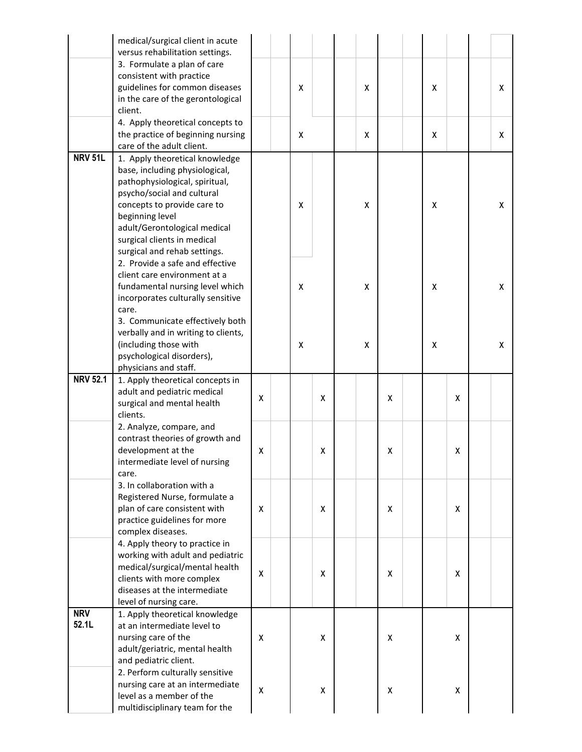| | | | | | | | | | | | | | |
|---|---|---|---|---|---|---|---|---|---|---|---|---|---|
| | medical/surgical client in acute versus rehabilitation settings. | | | | | | | | | | | | |
| | 3. Formulate a plan of care consistent with practice guidelines for common diseases in the care of the gerontological client. | | | X | | | X | | | X | | | X |
| | 4. Apply theoretical concepts to the practice of beginning nursing care of the adult client. | | | X | | | X | | | X | | | X |
| **NRV 51L** | 1. Apply theoretical knowledge base, including physiological, pathophysiological, spiritual, psycho/social and cultural concepts to provide care to beginning level adult/Gerontological medical surgical clients in medical surgical and rehab settings. | | | X | | | X | | | X | | | X |
| | 2. Provide a safe and effective client care environment at a fundamental nursing level which incorporates culturally sensitive care. | | | X | | | X | | | X | | | X |
| | 3. Communicate effectively both verbally and in writing to clients, (including those with psychological disorders), physicians and staff. | | | X | | | X | | | X | | | X |
| **NRV 52.1** | 1. Apply theoretical concepts in adult and pediatric medical surgical and mental health clients. | X | | | X | | | X | | | X | | |
| | 2. Analyze, compare, and contrast theories of growth and development at the intermediate level of nursing care. | X | | | X | | | X | | | X | | |
| | 3. In collaboration with a Registered Nurse, formulate a plan of care consistent with practice guidelines for more complex diseases. | X | | | X | | | X | | | X | | |
| | 4. Apply theory to practice in working with adult and pediatric medical/surgical/mental health clients with more complex diseases at the intermediate level of nursing care. | X | | | X | | | X | | | X | | |
| **NRV 52.1L** | 1. Apply theoretical knowledge at an intermediate level to nursing care of the adult/geriatric, mental health and pediatric client. | X | | | X | | | X | | | X | | |
| | 2. Perform culturally sensitive nursing care at an intermediate level as a member of the multidisciplinary team for the | X | | | X | | | X | | | X | | |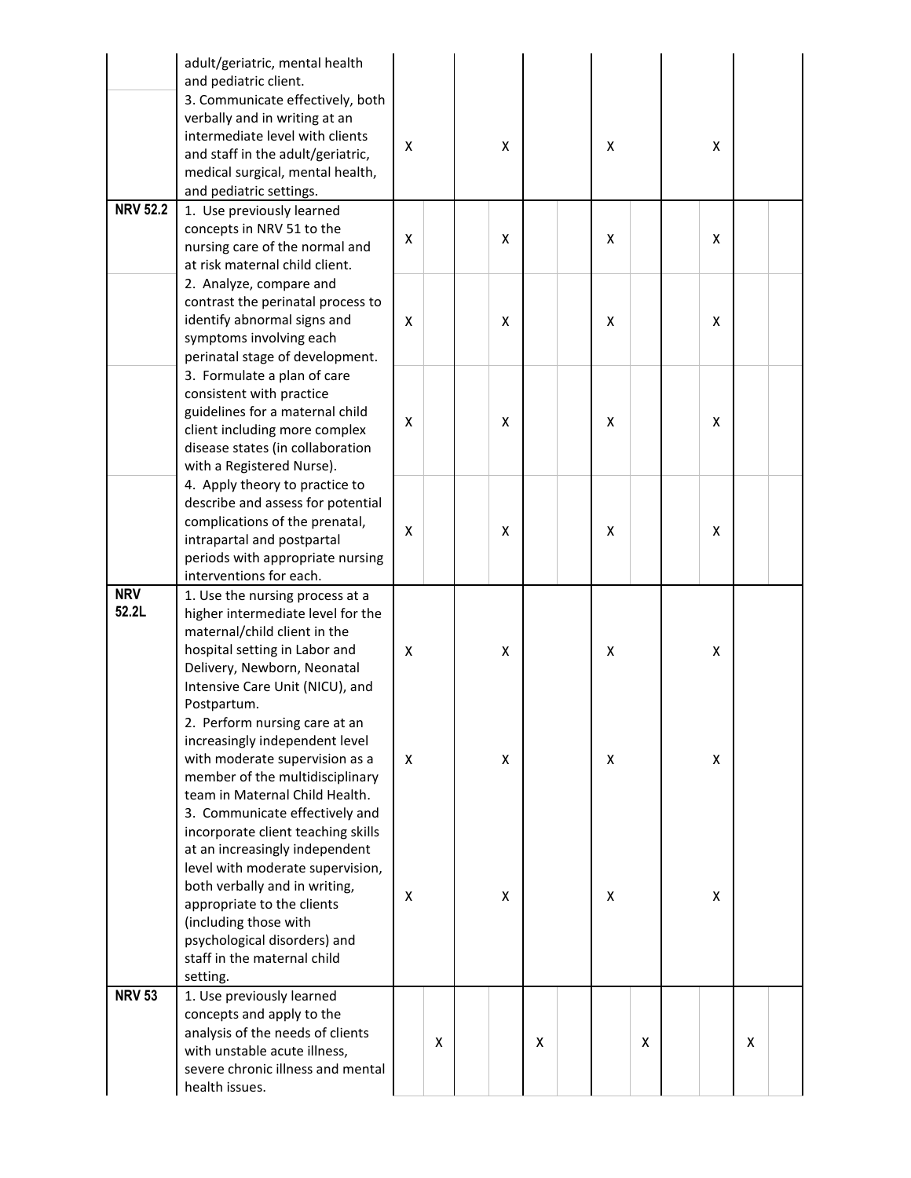| | | | | | | | | | | | | | |
|---|---|---|---|---|---|---|---|---|---|---|---|---|---|
| | adult/geriatric, mental health and pediatric client. | | | | | | | | | | | | |
| | 3. Communicate effectively, both verbally and in writing at an intermediate level with clients and staff in the adult/geriatric, medical surgical, mental health, and pediatric settings. | X | | | X | | | X | | | X | | |
| **NRV 52.2** | 1. Use previously learned concepts in NRV 51 to the nursing care of the normal and at risk maternal child client. | X | | | X | | | X | | | X | | |
| | 2. Analyze, compare and contrast the perinatal process to identify abnormal signs and symptoms involving each perinatal stage of development. | X | | | X | | | X | | | X | | |
| | 3. Formulate a plan of care consistent with practice guidelines for a maternal child client including more complex disease states (in collaboration with a Registered Nurse). | X | | | X | | | X | | | X | | |
| | 4. Apply theory to practice to describe and assess for potential complications of the prenatal, intrapartal and postpartal periods with appropriate nursing interventions for each. | X | | | X | | | X | | | X | | |
| **NRV 52.2L** | 1. Use the nursing process at a higher intermediate level for the maternal/child client in the hospital setting in Labor and Delivery, Newborn, Neonatal Intensive Care Unit (NICU), and Postpartum. | X | | | X | | | X | | | X | | |
| | 2. Perform nursing care at an increasingly independent level with moderate supervision as a member of the multidisciplinary team in Maternal Child Health. | X | | | X | | | X | | | X | | |
| | 3. Communicate effectively and incorporate client teaching skills at an increasingly independent level with moderate supervision, both verbally and in writing, appropriate to the clients (including those with psychological disorders) and staff in the maternal child setting. | X | | | X | | | X | | | X | | |
| **NRV 53** | 1. Use previously learned concepts and apply to the analysis of the needs of clients with unstable acute illness, severe chronic illness and mental health issues. | | X | | | X | | | X | | | X | |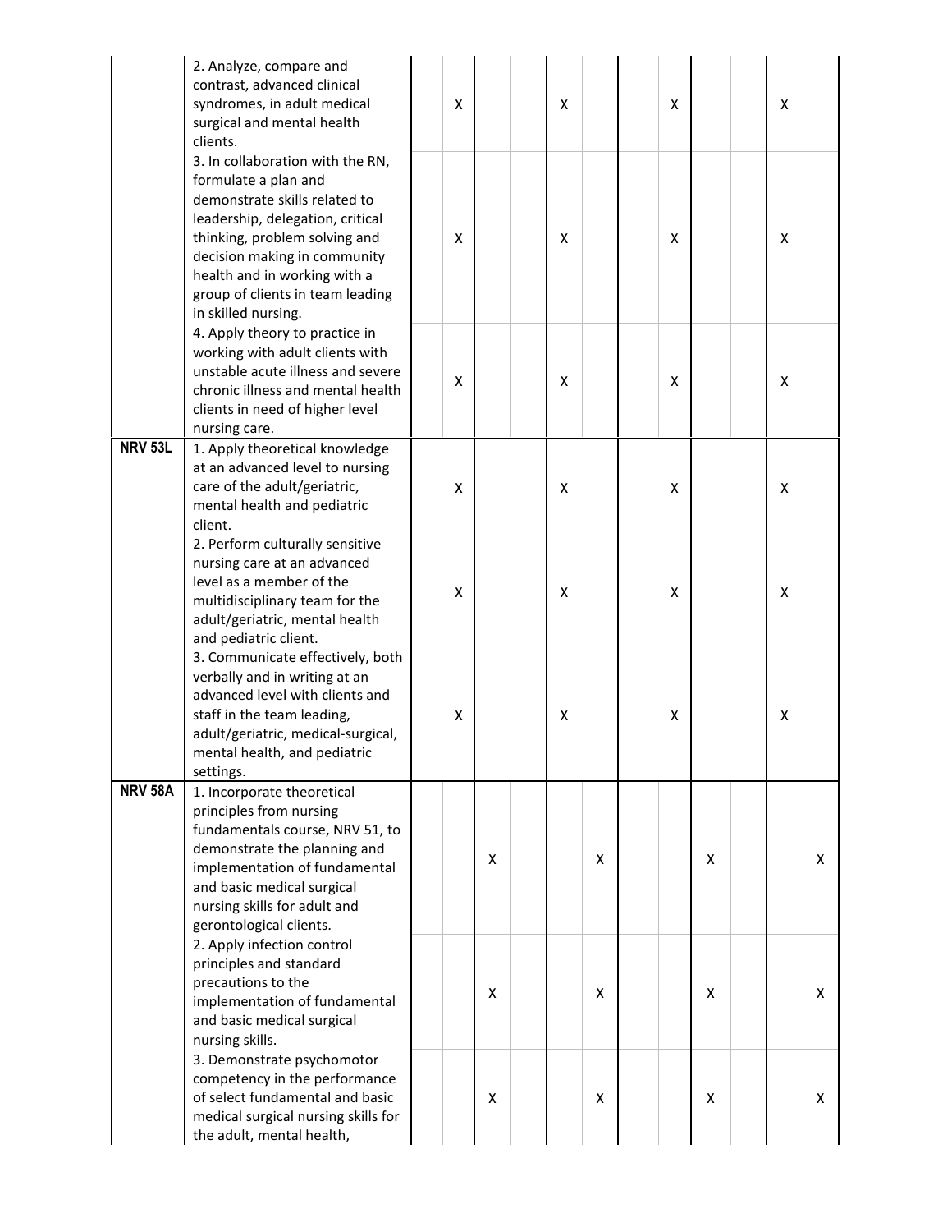| | | | | | | | | | | | | | |
|---|---|---|---|---|---|---|---|---|---|---|---|---|---|
| | 2. Analyze, compare and contrast, advanced clinical syndromes, in adult medical surgical and mental health clients. | | X | | | X | | | X | | | X | |
| | 3. In collaboration with the RN, formulate a plan and demonstrate skills related to leadership, delegation, critical thinking, problem solving and decision making in community health and in working with a group of clients in team leading in skilled nursing. | | X | | | X | | | X | | | X | |
| | 4. Apply theory to practice in working with adult clients with unstable acute illness and severe chronic illness and mental health clients in need of higher level nursing care. | | X | | | X | | | X | | | X | |
| **NRV 53L** | 1. Apply theoretical knowledge at an advanced level to nursing care of the adult/geriatric, mental health and pediatric client. | | X | | | X | | | X | | | X | |
| | 2. Perform culturally sensitive nursing care at an advanced level as a member of the multidisciplinary team for the adult/geriatric, mental health and pediatric client. | | X | | | X | | | X | | | X | |
| | 3. Communicate effectively, both verbally and in writing at an advanced level with clients and staff in the team leading, adult/geriatric, medical-surgical, mental health, and pediatric settings. | | X | | | X | | | X | | | X | |
| **NRV 58A** | 1. Incorporate theoretical principles from nursing fundamentals course, NRV 51, to demonstrate the planning and implementation of fundamental and basic medical surgical nursing skills for adult and gerontological clients. | | | X | | | X | | | X | | | X |
| | 2. Apply infection control principles and standard precautions to the implementation of fundamental and basic medical surgical nursing skills. | | | X | | | X | | | X | | | X |
| | 3. Demonstrate psychomotor competency in the performance of select fundamental and basic medical surgical nursing skills for the adult, mental health, | | | X | | | X | | | X | | | X |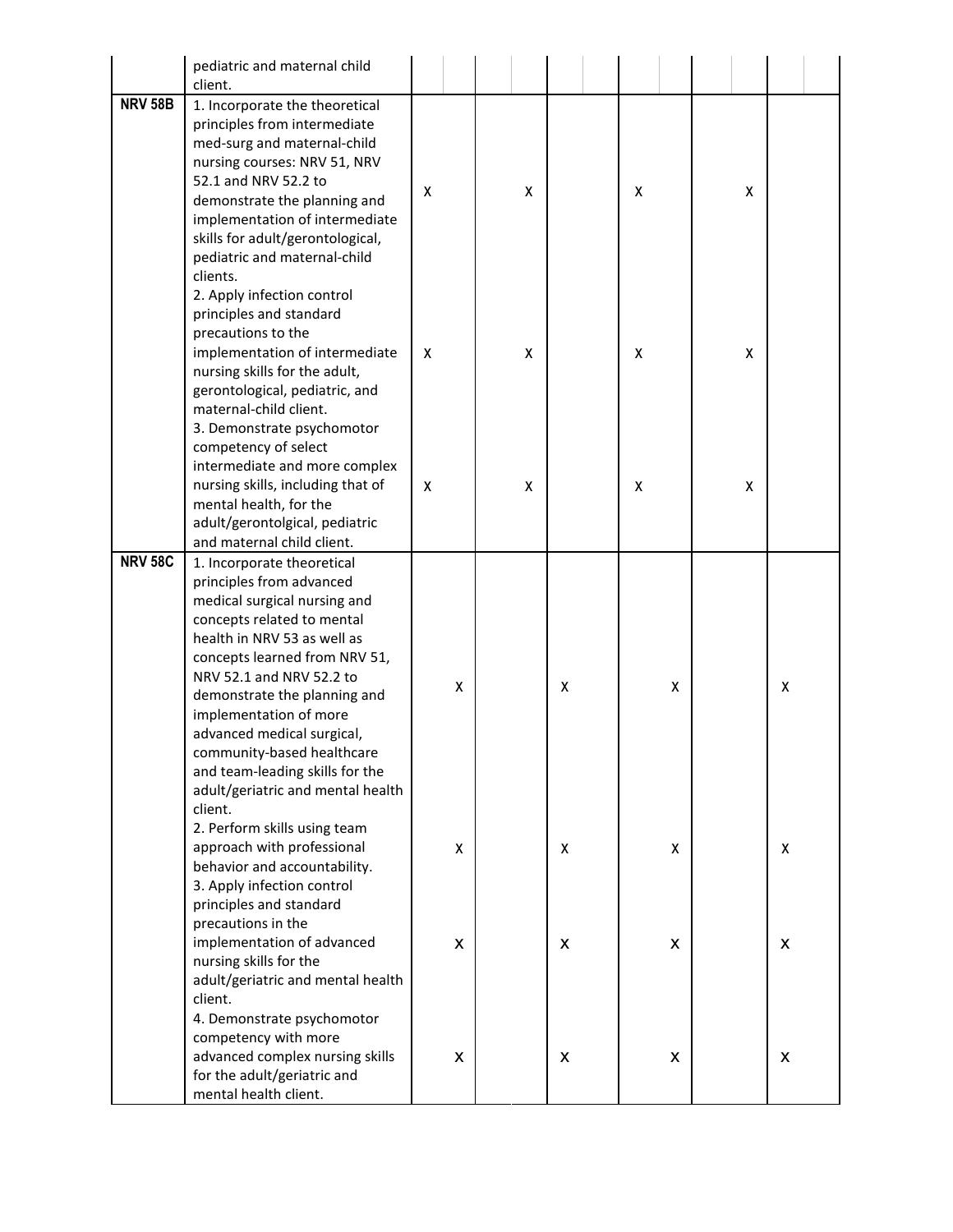| | | | | | | | | | | | | | |
|---|---|---|---|---|---|---|---|---|---|---|---|---|---|
| | pediatric and maternal child client. | | | | | | | | | | | | |
| **NRV 58B** | 1. Incorporate the theoretical principles from intermediate med-surg and maternal-child nursing courses: NRV 51, NRV 52.1 and NRV 52.2 to demonstrate the planning and implementation of intermediate skills for adult/gerontological, pediatric and maternal-child clients. | X | | | X | | | X | | | X | | |
| | 2. Apply infection control principles and standard precautions to the implementation of intermediate nursing skills for the adult, gerontological, pediatric, and maternal-child client. | X | | | X | | | X | | | X | | |
| | 3. Demonstrate psychomotor competency of select intermediate and more complex nursing skills, including that of mental health, for the adult/gerontolgical, pediatric and maternal child client. | X | | | X | | | X | | | X | | |
| **NRV 58C** | 1. Incorporate theoretical principles from advanced medical surgical nursing and concepts related to mental health in NRV 53 as well as concepts learned from NRV 51, NRV 52.1 and NRV 52.2 to demonstrate the planning and implementation of more advanced medical surgical, community-based healthcare and team-leading skills for the adult/geriatric and mental health client. | | X | | | X | | | X | | | X | |
| | 2. Perform skills using team approach with professional behavior and accountability. | | X | | | X | | | X | | | X | |
| | 3. Apply infection control principles and standard precautions in the implementation of advanced nursing skills for the adult/geriatric and mental health client. | | X | | | X | | | X | | | X | |
| | 4. Demonstrate psychomotor competency with more advanced complex nursing skills for the adult/geriatric and mental health client. | | X | | | X | | | X | | | X | |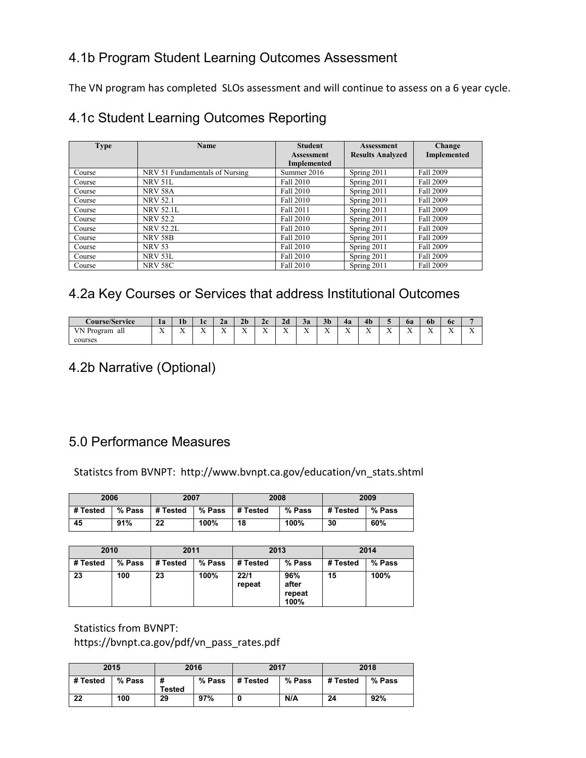## 4.1b Program Student Learning Outcomes Assessment

The VN program has completed SLOs assessment and will continue to assess on a 6 year cycle.

## 4.1c Student Learning Outcomes Reporting

| Type | Name | Student Assessment Implemented | Assessment Results Analyzed | Change Implemented |
|---|---|---|---|---|
| Course | NRV 51 Fundamentals of Nursing | Summer 2016 | Spring 2011 | Fall 2009 |
| Course | NRV 51L | Fall 2010 | Spring 2011 | Fall 2009 |
| Course | NRV 58A | Fall 2010 | Spring 2011 | Fall 2009 |
| Course | NRV 52.1 | Fall 2010 | Spring 2011 | Fall 2009 |
| Course | NRV 52.1L | Fall 2011 | Spring 2011 | Fall 2009 |
| Course | NRV 52.2 | Fall 2010 | Spring 2011 | Fall 2009 |
| Course | NRV 52.2L | Fall 2010 | Spring 2011 | Fall 2009 |
| Course | NRV 58B | Fall 2010 | Spring 2011 | Fall 2009 |
| Course | NRV 53 | Fall 2010 | Spring 2011 | Fall 2009 |
| Course | NRV 53L | Fall 2010 | Spring 2011 | Fall 2009 |
| Course | NRV 58C | Fall 2010 | Spring 2011 | Fall 2009 |

## 4.2a Key Courses or Services that address Institutional Outcomes

| Course/Service | 1a | 1b | 1c | 2a | 2b | 2c | 2d | 3a | 3b | 4a | 4b | 5 | 6a | 6b | 6c | 7 |
|---|---|---|---|---|---|---|---|---|---|---|---|---|---|---|---|---|
| VN Program all courses | X | X | X | X | X | X | X | X | X | X | X | X | X | X | X | X |

## 4.2b Narrative (Optional)

## 5.0 Performance Measures

Statistcs from BVNPT: http://www.bvnpt.ca.gov/education/vn_stats.shtml

| 2006 | | 2007 | | 2008 | | 2009 | |
|---|---|---|---|---|---|---|---|
| # Tested | % Pass | # Tested | % Pass | # Tested | % Pass | # Tested | % Pass |
| 45 | 91% | 22 | 100% | 18 | 100% | 30 | 60% |

| 2010 | | 2011 | | 2013 | | 2014 | |
|---|---|---|---|---|---|---|---|
| # Tested | % Pass | # Tested | % Pass | # Tested | % Pass | # Tested | % Pass |
| 23 | 100 | 23 | 100% | 22/1 repeat | 96% after repeat 100% | 15 | 100% |

Statistics from BVNPT:
https://bvnpt.ca.gov/pdf/vn_pass_rates.pdf

| 2015 | | 2016 | | 2017 | | 2018 | |
|---|---|---|---|---|---|---|---|
| # Tested | % Pass | # Tested | % Pass | # Tested | % Pass | # Tested | % Pass |
| 22 | 100 | 29 | 97% | 0 | N/A | 24 | 92% |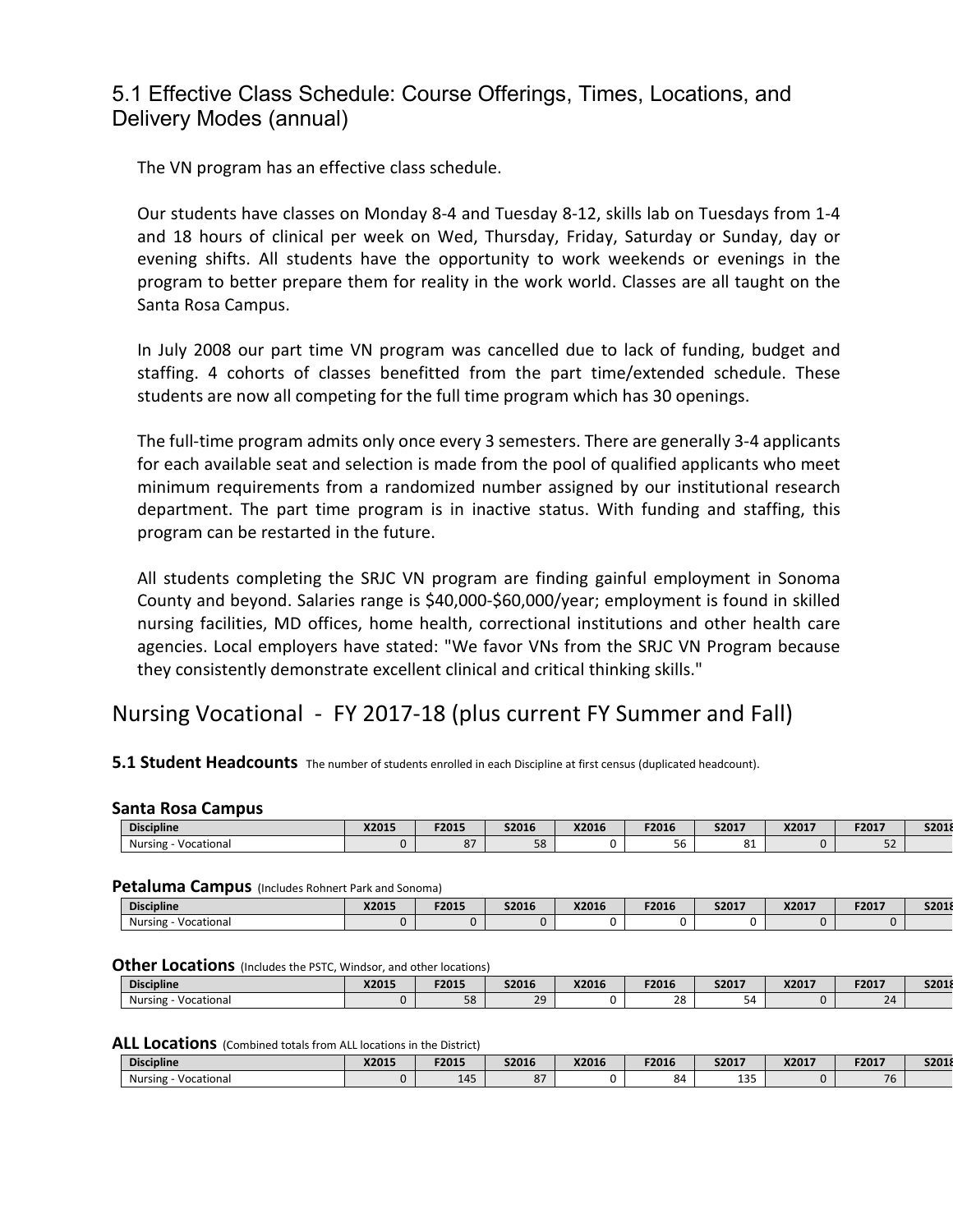## 5.1 Effective Class Schedule: Course Offerings, Times, Locations, and Delivery Modes (annual)

The VN program has an effective class schedule.

Our students have classes on Monday 8-4 and Tuesday 8-12, skills lab on Tuesdays from 1-4 and 18 hours of clinical per week on Wed, Thursday, Friday, Saturday or Sunday, day or evening shifts. All students have the opportunity to work weekends or evenings in the program to better prepare them for reality in the work world. Classes are all taught on the Santa Rosa Campus.

In July 2008 our part time VN program was cancelled due to lack of funding, budget and staffing. 4 cohorts of classes benefitted from the part time/extended schedule. These students are now all competing for the full time program which has 30 openings.

The full-time program admits only once every 3 semesters. There are generally 3-4 applicants for each available seat and selection is made from the pool of qualified applicants who meet minimum requirements from a randomized number assigned by our institutional research department. The part time program is in inactive status. With funding and staffing, this program can be restarted in the future.

All students completing the SRJC VN program are finding gainful employment in Sonoma County and beyond. Salaries range is $40,000-$60,000/year; employment is found in skilled nursing facilities, MD offices, home health, correctional institutions and other health care agencies. Local employers have stated: "We favor VNs from the SRJC VN Program because they consistently demonstrate excellent clinical and critical thinking skills."

# Nursing Vocational - FY 2017-18 (plus current FY Summer and Fall)

**5.1 Student Headcounts** The number of students enrolled in each Discipline at first census (duplicated headcount).

**Santa Rosa Campus**

| Discipline | X2015 | F2015 | S2016 | X2016 | F2016 | S2017 | X2017 | F2017 | S2018 |
|---|---|---|---|---|---|---|---|---|---|
| Nursing - Vocational | 0 | 87 | 58 | 0 | 56 | 81 | 0 | 52 | |

**Petaluma Campus** (Includes Rohnert Park and Sonoma)

| Discipline | X2015 | F2015 | S2016 | X2016 | F2016 | S2017 | X2017 | F2017 | S2018 |
|---|---|---|---|---|---|---|---|---|---|
| Nursing - Vocational | 0 | 0 | 0 | 0 | 0 | 0 | 0 | 0 | |

**Other Locations** (Includes the PSTC, Windsor, and other locations)

| Discipline | X2015 | F2015 | S2016 | X2016 | F2016 | S2017 | X2017 | F2017 | S2018 |
|---|---|---|---|---|---|---|---|---|---|
| Nursing - Vocational | 0 | 58 | 29 | 0 | 28 | 54 | 0 | 24 | |

**ALL Locations** (Combined totals from ALL locations in the District)

| Discipline | X2015 | F2015 | S2016 | X2016 | F2016 | S2017 | X2017 | F2017 | S2018 |
|---|---|---|---|---|---|---|---|---|---|
| Nursing - Vocational | 0 | 145 | 87 | 0 | 84 | 135 | 0 | 76 | |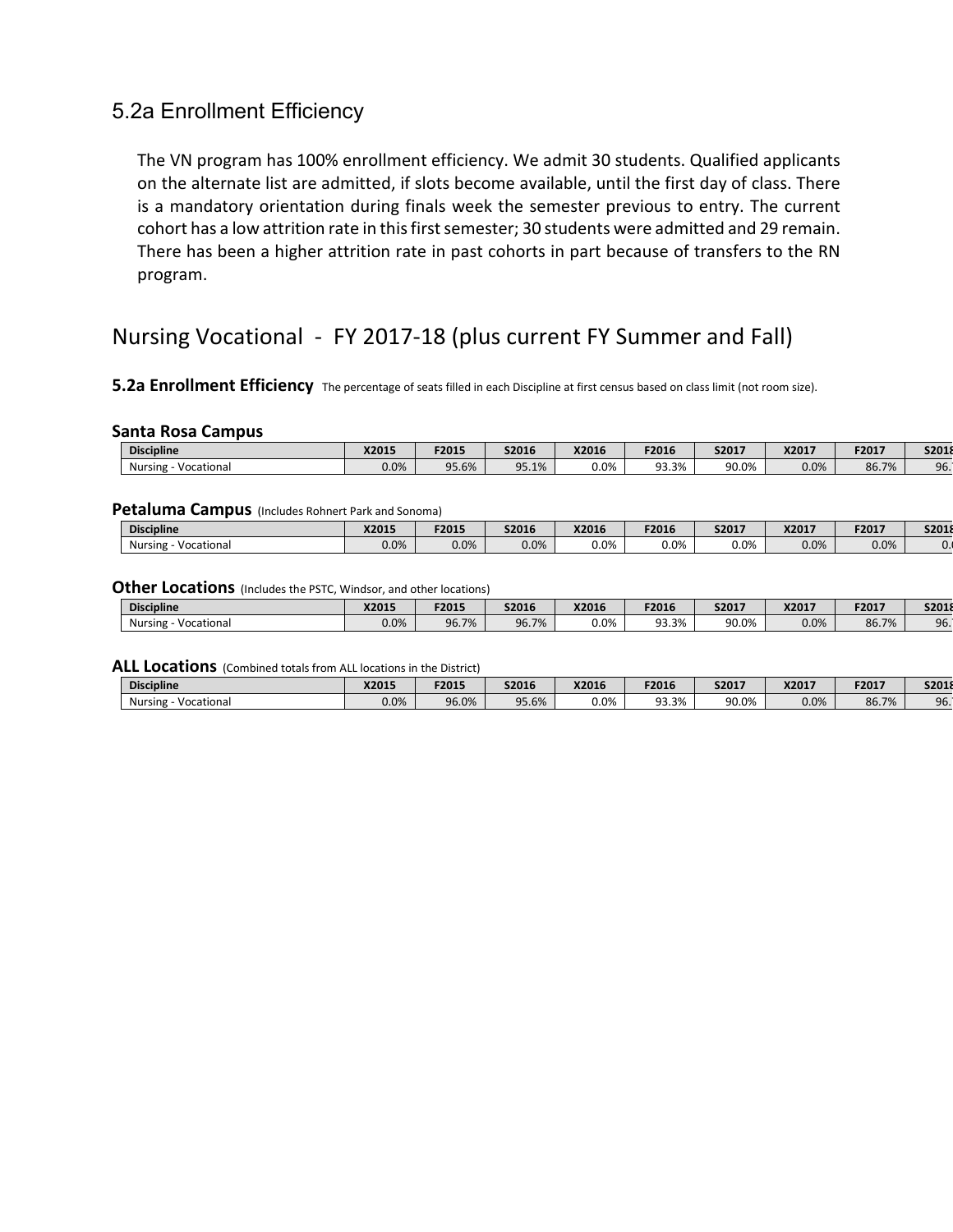## 5.2a Enrollment Efficiency

The VN program has 100% enrollment efficiency. We admit 30 students. Qualified applicants on the alternate list are admitted, if slots become available, until the first day of class. There is a mandatory orientation during finals week the semester previous to entry. The current cohort has a low attrition rate in this first semester; 30 students were admitted and 29 remain. There has been a higher attrition rate in past cohorts in part because of transfers to the RN program.

## Nursing Vocational - FY 2017-18 (plus current FY Summer and Fall)

**5.2a Enrollment Efficiency** The percentage of seats filled in each Discipline at first census based on class limit (not room size).

**Santa Rosa Campus**

| Discipline | X2015 | F2015 | S2016 | X2016 | F2016 | S2017 | X2017 | F2017 | S2018 |
|---|---|---|---|---|---|---|---|---|---|
| Nursing - Vocational | 0.0% | 95.6% | 95.1% | 0.0% | 93.3% | 90.0% | 0.0% | 86.7% | 96. |

**Petaluma Campus** (Includes Rohnert Park and Sonoma)

| Discipline | X2015 | F2015 | S2016 | X2016 | F2016 | S2017 | X2017 | F2017 | S2018 |
|---|---|---|---|---|---|---|---|---|---|
| Nursing - Vocational | 0.0% | 0.0% | 0.0% | 0.0% | 0.0% | 0.0% | 0.0% | 0.0% | 0. |

**Other Locations** (Includes the PSTC, Windsor, and other locations)

| Discipline | X2015 | F2015 | S2016 | X2016 | F2016 | S2017 | X2017 | F2017 | S2018 |
|---|---|---|---|---|---|---|---|---|---|
| Nursing - Vocational | 0.0% | 96.7% | 96.7% | 0.0% | 93.3% | 90.0% | 0.0% | 86.7% | 96. |

**ALL Locations** (Combined totals from ALL locations in the District)

| Discipline | X2015 | F2015 | S2016 | X2016 | F2016 | S2017 | X2017 | F2017 | S2018 |
|---|---|---|---|---|---|---|---|---|---|
| Nursing - Vocational | 0.0% | 96.0% | 95.6% | 0.0% | 93.3% | 90.0% | 0.0% | 86.7% | 96. |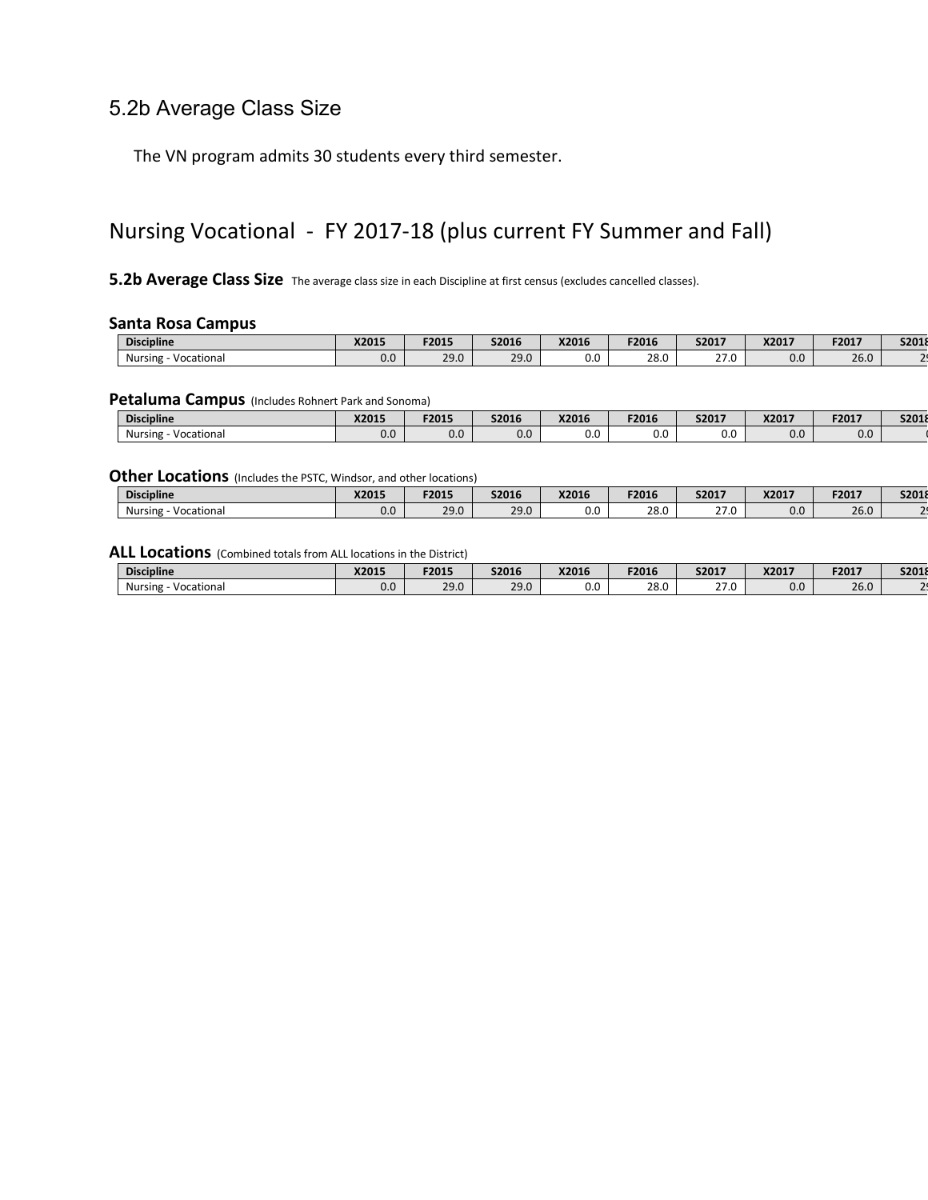## 5.2b Average Class Size

The VN program admits 30 students every third semester.

# Nursing Vocational - FY 2017-18 (plus current FY Summer and Fall)

**5.2b Average Class Size** The average class size in each Discipline at first census (excludes cancelled classes).

### Santa Rosa Campus

| Discipline | X2015 | F2015 | S2016 | X2016 | F2016 | S2017 | X2017 | F2017 | S2018 |
|---|---|---|---|---|---|---|---|---|---|
| Nursing - Vocational | 0.0 | 29.0 | 29.0 | 0.0 | 28.0 | 27.0 | 0.0 | 26.0 | 2 |

### Petaluma Campus (Includes Rohnert Park and Sonoma)

| Discipline | X2015 | F2015 | S2016 | X2016 | F2016 | S2017 | X2017 | F2017 | S2018 |
|---|---|---|---|---|---|---|---|---|---|
| Nursing - Vocational | 0.0 | 0.0 | 0.0 | 0.0 | 0.0 | 0.0 | 0.0 | 0.0 | |

### Other Locations (Includes the PSTC, Windsor, and other locations)

| Discipline | X2015 | F2015 | S2016 | X2016 | F2016 | S2017 | X2017 | F2017 | S2018 |
|---|---|---|---|---|---|---|---|---|---|
| Nursing - Vocational | 0.0 | 29.0 | 29.0 | 0.0 | 28.0 | 27.0 | 0.0 | 26.0 | 2 |

### ALL Locations (Combined totals from ALL locations in the District)

| Discipline | X2015 | F2015 | S2016 | X2016 | F2016 | S2017 | X2017 | F2017 | S2018 |
|---|---|---|---|---|---|---|---|---|---|
| Nursing - Vocational | 0.0 | 29.0 | 29.0 | 0.0 | 28.0 | 27.0 | 0.0 | 26.0 | 2 |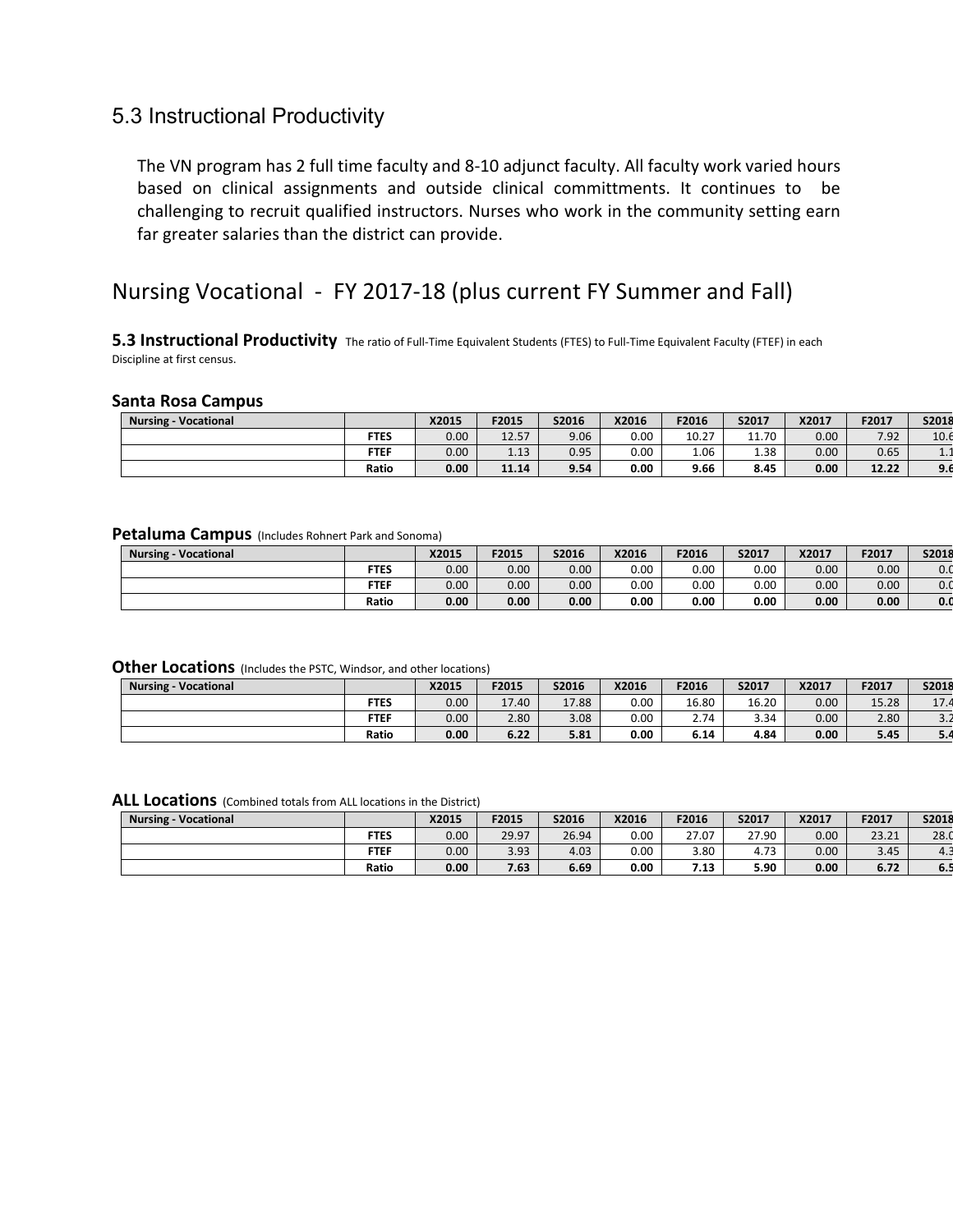## 5.3 Instructional Productivity

The VN program has 2 full time faculty and 8-10 adjunct faculty. All faculty work varied hours based on clinical assignments and outside clinical committments. It continues to be challenging to recruit qualified instructors. Nurses who work in the community setting earn far greater salaries than the district can provide.

# Nursing Vocational - FY 2017-18 (plus current FY Summer and Fall)

**5.3 Instructional Productivity** The ratio of Full-Time Equivalent Students (FTES) to Full-Time Equivalent Faculty (FTEF) in each Discipline at first census.

### Santa Rosa Campus

| Nursing - Vocational | | X2015 | F2015 | S2016 | X2016 | F2016 | S2017 | X2017 | F2017 | S2018 |
|---|---|---|---|---|---|---|---|---|---|---|
| | FTES | 0.00 | 12.57 | 9.06 | 0.00 | 10.27 | 11.70 | 0.00 | 7.92 | 10.6 |
| | FTEF | 0.00 | 1.13 | 0.95 | 0.00 | 1.06 | 1.38 | 0.00 | 0.65 | 1.1 |
| | **Ratio** | **0.00** | **11.14** | **9.54** | **0.00** | **9.66** | **8.45** | **0.00** | **12.22** | **9.6** |

### Petaluma Campus (Includes Rohnert Park and Sonoma)

| Nursing - Vocational | | X2015 | F2015 | S2016 | X2016 | F2016 | S2017 | X2017 | F2017 | S2018 |
|---|---|---|---|---|---|---|---|---|---|---|
| | FTES | 0.00 | 0.00 | 0.00 | 0.00 | 0.00 | 0.00 | 0.00 | 0.00 | 0.0 |
| | FTEF | 0.00 | 0.00 | 0.00 | 0.00 | 0.00 | 0.00 | 0.00 | 0.00 | 0.0 |
| | **Ratio** | **0.00** | **0.00** | **0.00** | **0.00** | **0.00** | **0.00** | **0.00** | **0.00** | **0.0** |

### Other Locations (Includes the PSTC, Windsor, and other locations)

| Nursing - Vocational | | X2015 | F2015 | S2016 | X2016 | F2016 | S2017 | X2017 | F2017 | S2018 |
|---|---|---|---|---|---|---|---|---|---|---|
| | FTES | 0.00 | 17.40 | 17.88 | 0.00 | 16.80 | 16.20 | 0.00 | 15.28 | 17.4 |
| | FTEF | 0.00 | 2.80 | 3.08 | 0.00 | 2.74 | 3.34 | 0.00 | 2.80 | 3.2 |
| | **Ratio** | **0.00** | **6.22** | **5.81** | **0.00** | **6.14** | **4.84** | **0.00** | **5.45** | **5.4** |

### ALL Locations (Combined totals from ALL locations in the District)

| Nursing - Vocational | | X2015 | F2015 | S2016 | X2016 | F2016 | S2017 | X2017 | F2017 | S2018 |
|---|---|---|---|---|---|---|---|---|---|---|
| | FTES | 0.00 | 29.97 | 26.94 | 0.00 | 27.07 | 27.90 | 0.00 | 23.21 | 28.0 |
| | FTEF | 0.00 | 3.93 | 4.03 | 0.00 | 3.80 | 4.73 | 0.00 | 3.45 | 4.3 |
| | **Ratio** | **0.00** | **7.63** | **6.69** | **0.00** | **7.13** | **5.90** | **0.00** | **6.72** | **6.5** |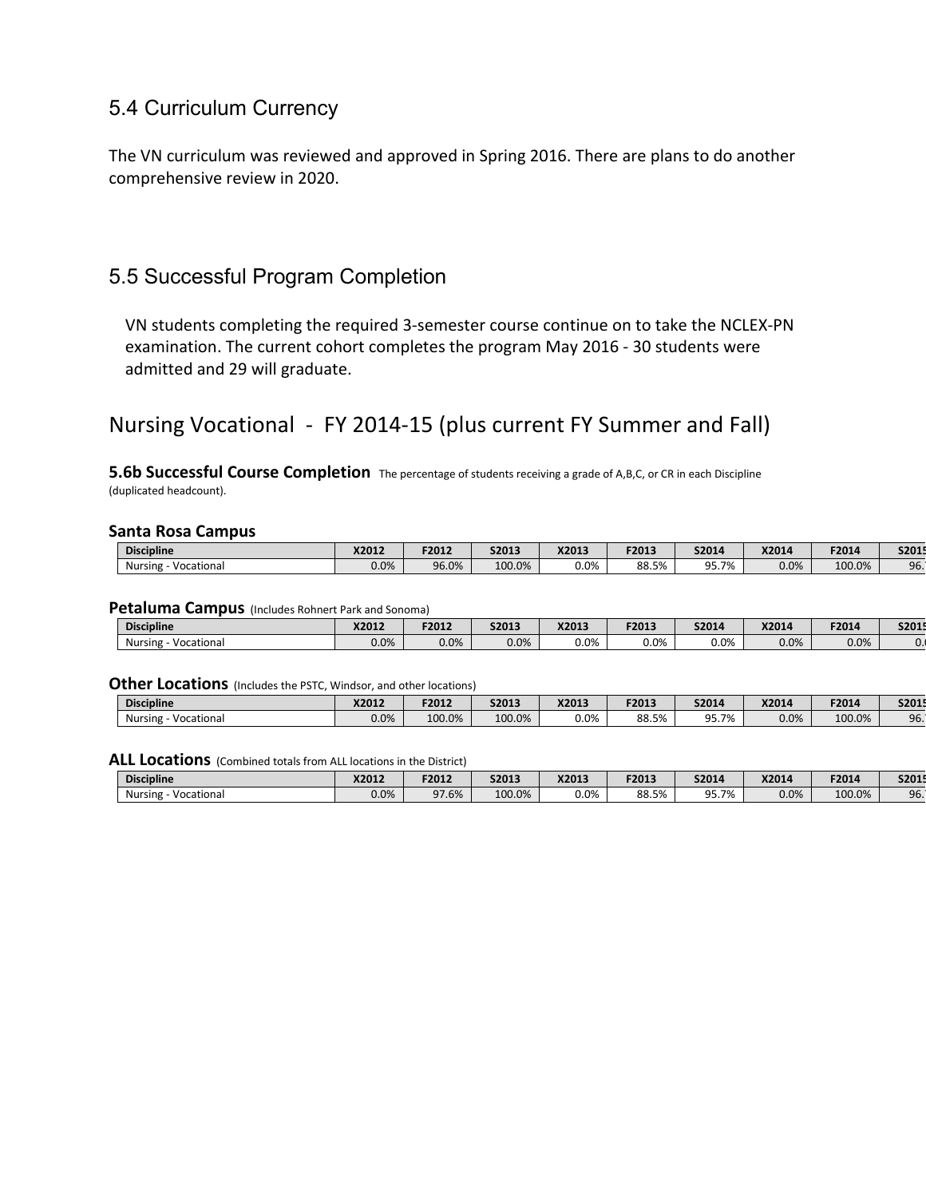## 5.4 Curriculum Currency

The VN curriculum was reviewed and approved in Spring 2016. There are plans to do another comprehensive review in 2020.

## 5.5 Successful Program Completion

VN students completing the required 3-semester course continue on to take the NCLEX-PN examination. The current cohort completes the program May 2016 - 30 students were admitted and 29 will graduate.

## Nursing Vocational - FY 2014-15 (plus current FY Summer and Fall)

**5.6b Successful Course Completion** The percentage of students receiving a grade of A,B,C, or CR in each Discipline (duplicated headcount).

**Santa Rosa Campus**

| Discipline | X2012 | F2012 | S2013 | X2013 | F2013 | S2014 | X2014 | F2014 | S201 |
|---|---|---|---|---|---|---|---|---|---|
| Nursing - Vocational | 0.0% | 96.0% | 100.0% | 0.0% | 88.5% | 95.7% | 0.0% | 100.0% | 96. |

**Petaluma Campus** (Includes Rohnert Park and Sonoma)

| Discipline | X2012 | F2012 | S2013 | X2013 | F2013 | S2014 | X2014 | F2014 | S201 |
|---|---|---|---|---|---|---|---|---|---|
| Nursing - Vocational | 0.0% | 0.0% | 0.0% | 0.0% | 0.0% | 0.0% | 0.0% | 0.0% | 0. |

**Other Locations** (Includes the PSTC, Windsor, and other locations)

| Discipline | X2012 | F2012 | S2013 | X2013 | F2013 | S2014 | X2014 | F2014 | S201 |
|---|---|---|---|---|---|---|---|---|---|
| Nursing - Vocational | 0.0% | 100.0% | 100.0% | 0.0% | 88.5% | 95.7% | 0.0% | 100.0% | 96. |

**ALL Locations** (Combined totals from ALL locations in the District)

| Discipline | X2012 | F2012 | S2013 | X2013 | F2013 | S2014 | X2014 | F2014 | S201 |
|---|---|---|---|---|---|---|---|---|---|
| Nursing - Vocational | 0.0% | 97.6% | 100.0% | 0.0% | 88.5% | 95.7% | 0.0% | 100.0% | 96. |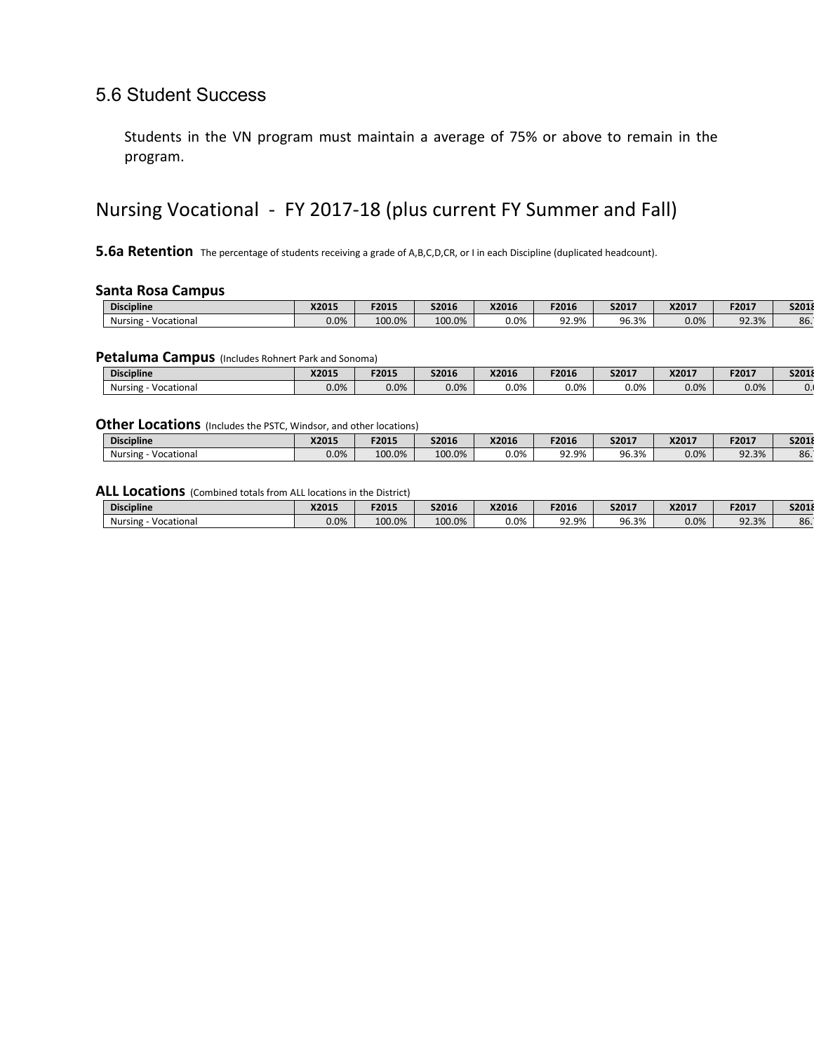## 5.6 Student Success

Students in the VN program must maintain a average of 75% or above to remain in the program.

## Nursing Vocational - FY 2017-18 (plus current FY Summer and Fall)

**5.6a Retention** The percentage of students receiving a grade of A,B,C,D,CR, or I in each Discipline (duplicated headcount).

### Santa Rosa Campus

| Discipline | X2015 | F2015 | S2016 | X2016 | F2016 | S2017 | X2017 | F2017 | S2018 |
|---|---|---|---|---|---|---|---|---|---|
| Nursing - Vocational | 0.0% | 100.0% | 100.0% | 0.0% | 92.9% | 96.3% | 0.0% | 92.3% | 86. |

### Petaluma Campus (Includes Rohnert Park and Sonoma)

| Discipline | X2015 | F2015 | S2016 | X2016 | F2016 | S2017 | X2017 | F2017 | S2018 |
|---|---|---|---|---|---|---|---|---|---|
| Nursing - Vocational | 0.0% | 0.0% | 0.0% | 0.0% | 0.0% | 0.0% | 0.0% | 0.0% | 0. |

### Other Locations (Includes the PSTC, Windsor, and other locations)

| Discipline | X2015 | F2015 | S2016 | X2016 | F2016 | S2017 | X2017 | F2017 | S2018 |
|---|---|---|---|---|---|---|---|---|---|
| Nursing - Vocational | 0.0% | 100.0% | 100.0% | 0.0% | 92.9% | 96.3% | 0.0% | 92.3% | 86. |

### ALL Locations (Combined totals from ALL locations in the District)

| Discipline | X2015 | F2015 | S2016 | X2016 | F2016 | S2017 | X2017 | F2017 | S2018 |
|---|---|---|---|---|---|---|---|---|---|
| Nursing - Vocational | 0.0% | 100.0% | 100.0% | 0.0% | 92.9% | 96.3% | 0.0% | 92.3% | 86. |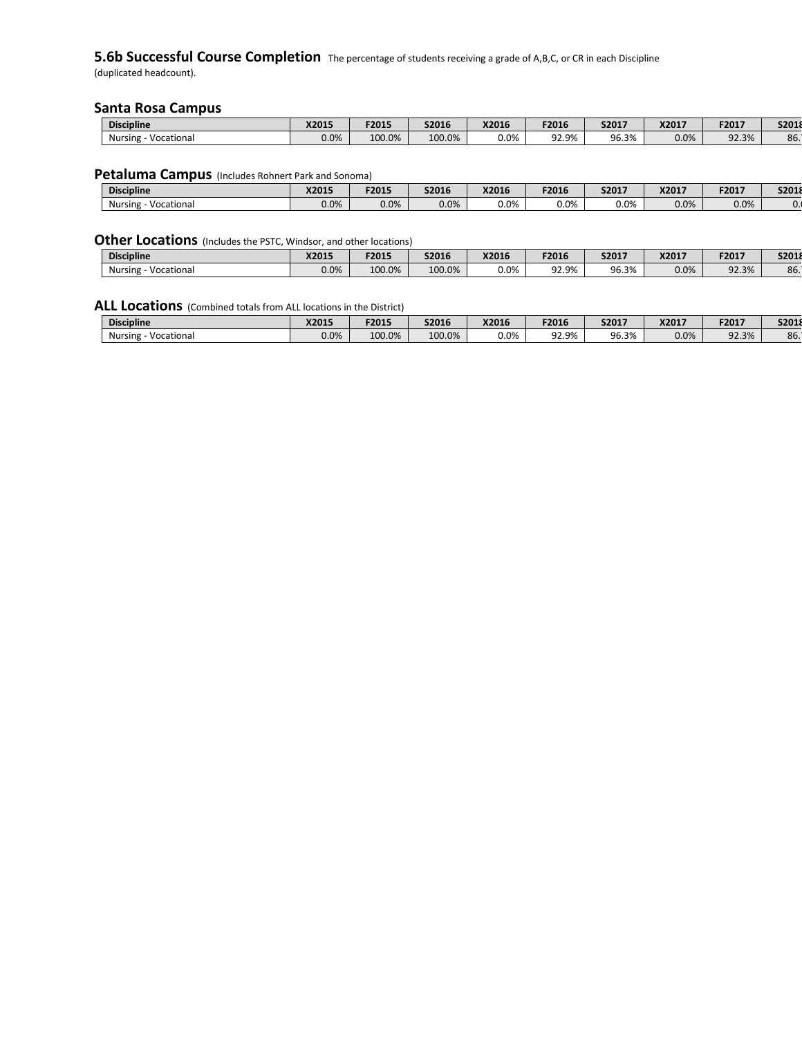## 5.6b Successful Course Completion

The percentage of students receiving a grade of A,B,C, or CR in each Discipline (duplicated headcount).

### Santa Rosa Campus

| Discipline | X2015 | F2015 | S2016 | X2016 | F2016 | S2017 | X2017 | F2017 | S2018 |
|---|---|---|---|---|---|---|---|---|---|
| Nursing - Vocational | 0.0% | 100.0% | 100.0% | 0.0% | 92.9% | 96.3% | 0.0% | 92.3% | 86. |

### Petaluma Campus (Includes Rohnert Park and Sonoma)

| Discipline | X2015 | F2015 | S2016 | X2016 | F2016 | S2017 | X2017 | F2017 | S2018 |
|---|---|---|---|---|---|---|---|---|---|
| Nursing - Vocational | 0.0% | 0.0% | 0.0% | 0.0% | 0.0% | 0.0% | 0.0% | 0.0% | 0. |

### Other Locations (Includes the PSTC, Windsor, and other locations)

| Discipline | X2015 | F2015 | S2016 | X2016 | F2016 | S2017 | X2017 | F2017 | S2018 |
|---|---|---|---|---|---|---|---|---|---|
| Nursing - Vocational | 0.0% | 100.0% | 100.0% | 0.0% | 92.9% | 96.3% | 0.0% | 92.3% | 86. |

### ALL Locations (Combined totals from ALL locations in the District)

| Discipline | X2015 | F2015 | S2016 | X2016 | F2016 | S2017 | X2017 | F2017 | S2018 |
|---|---|---|---|---|---|---|---|---|---|
| Nursing - Vocational | 0.0% | 100.0% | 100.0% | 0.0% | 92.9% | 96.3% | 0.0% | 92.3% | 86. |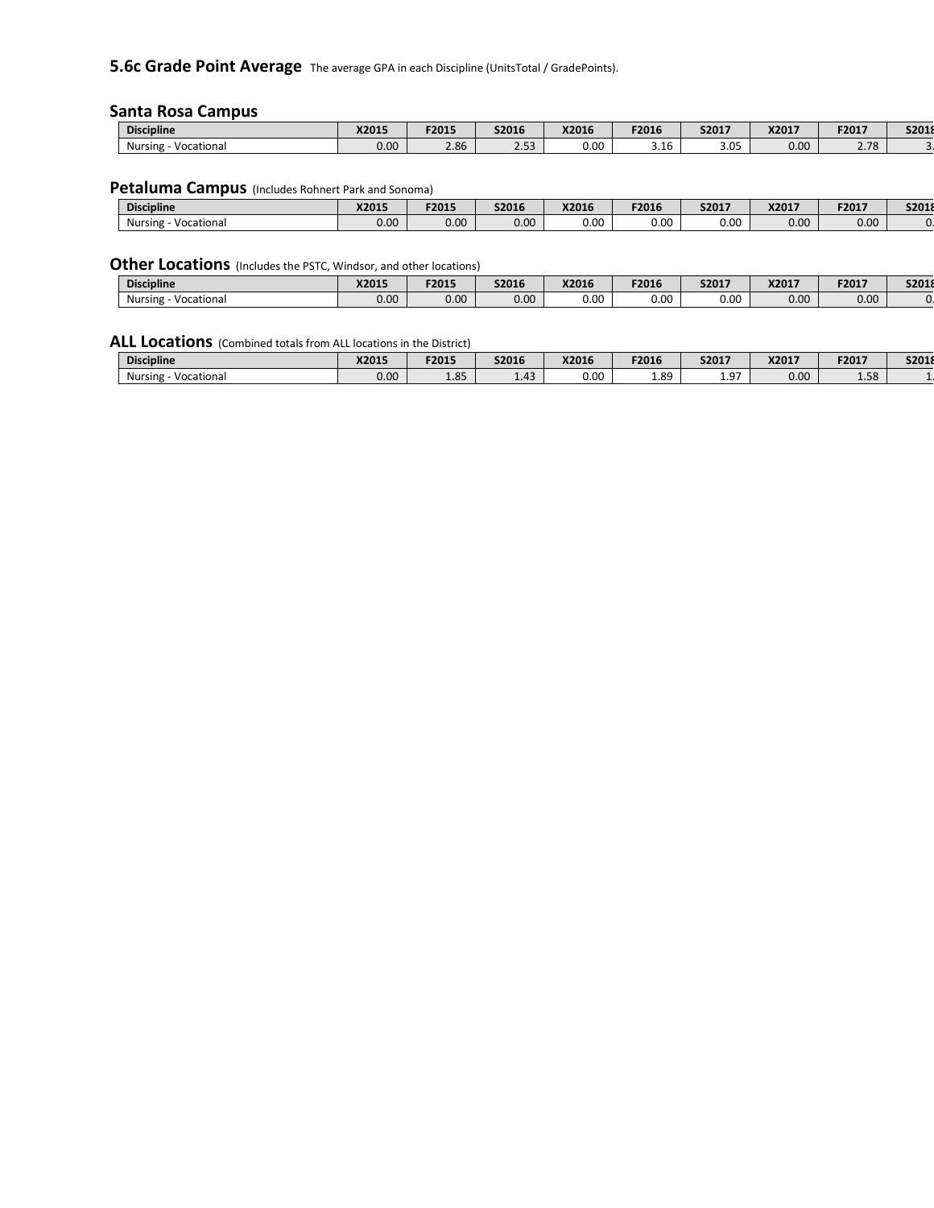## 5.6c Grade Point Average

The average GPA in each Discipline (UnitsTotal / GradePoints).

### Santa Rosa Campus

| Discipline | X2015 | F2015 | S2016 | X2016 | F2016 | S2017 | X2017 | F2017 | S2018 |
|---|---|---|---|---|---|---|---|---|---|
| Nursing - Vocational | 0.00 | 2.86 | 2.53 | 0.00 | 3.16 | 3.05 | 0.00 | 2.78 | 3. |

### Petaluma Campus (Includes Rohnert Park and Sonoma)

| Discipline | X2015 | F2015 | S2016 | X2016 | F2016 | S2017 | X2017 | F2017 | S2018 |
|---|---|---|---|---|---|---|---|---|---|
| Nursing - Vocational | 0.00 | 0.00 | 0.00 | 0.00 | 0.00 | 0.00 | 0.00 | 0.00 | 0. |

### Other Locations (Includes the PSTC, Windsor, and other locations)

| Discipline | X2015 | F2015 | S2016 | X2016 | F2016 | S2017 | X2017 | F2017 | S2018 |
|---|---|---|---|---|---|---|---|---|---|
| Nursing - Vocational | 0.00 | 0.00 | 0.00 | 0.00 | 0.00 | 0.00 | 0.00 | 0.00 | 0. |

### ALL Locations (Combined totals from ALL locations in the District)

| Discipline | X2015 | F2015 | S2016 | X2016 | F2016 | S2017 | X2017 | F2017 | S2018 |
|---|---|---|---|---|---|---|---|---|---|
| Nursing - Vocational | 0.00 | 1.85 | 1.43 | 0.00 | 1.89 | 1.97 | 0.00 | 1.58 | 1. |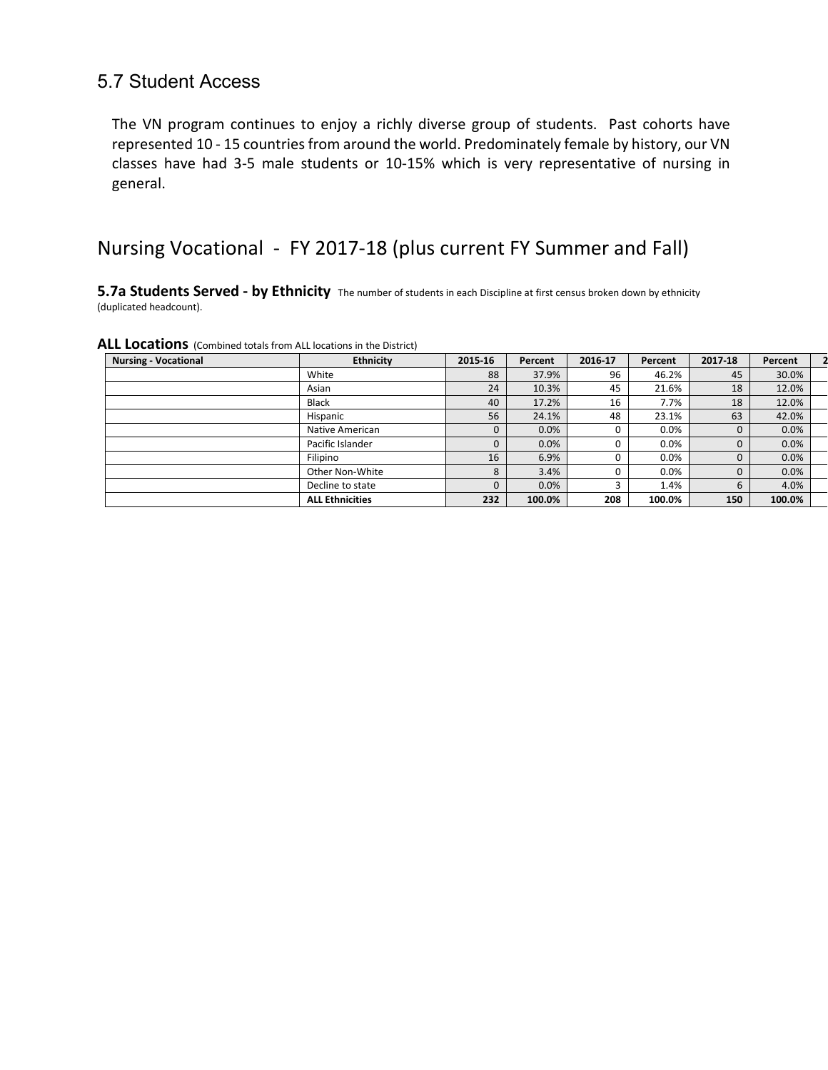## 5.7 Student Access

The VN program continues to enjoy a richly diverse group of students. Past cohorts have represented 10 - 15 countries from around the world. Predominately female by history, our VN classes have had 3-5 male students or 10-15% which is very representative of nursing in general.

## Nursing Vocational - FY 2017-18 (plus current FY Summer and Fall)

**5.7a Students Served - by Ethnicity** The number of students in each Discipline at first census broken down by ethnicity (duplicated headcount).

**ALL Locations** (Combined totals from ALL locations in the District)

| Nursing - Vocational | Ethnicity | 2015-16 | Percent | 2016-17 | Percent | 2017-18 | Percent |
|---|---|---|---|---|---|---|---|
| | White | 88 | 37.9% | 96 | 46.2% | 45 | 30.0% |
| | Asian | 24 | 10.3% | 45 | 21.6% | 18 | 12.0% |
| | Black | 40 | 17.2% | 16 | 7.7% | 18 | 12.0% |
| | Hispanic | 56 | 24.1% | 48 | 23.1% | 63 | 42.0% |
| | Native American | 0 | 0.0% | 0 | 0.0% | 0 | 0.0% |
| | Pacific Islander | 0 | 0.0% | 0 | 0.0% | 0 | 0.0% |
| | Filipino | 16 | 6.9% | 0 | 0.0% | 0 | 0.0% |
| | Other Non-White | 8 | 3.4% | 0 | 0.0% | 0 | 0.0% |
| | Decline to state | 0 | 0.0% | 3 | 1.4% | 6 | 4.0% |
| | **ALL Ethnicities** | **232** | **100.0%** | **208** | **100.0%** | **150** | **100.0%** |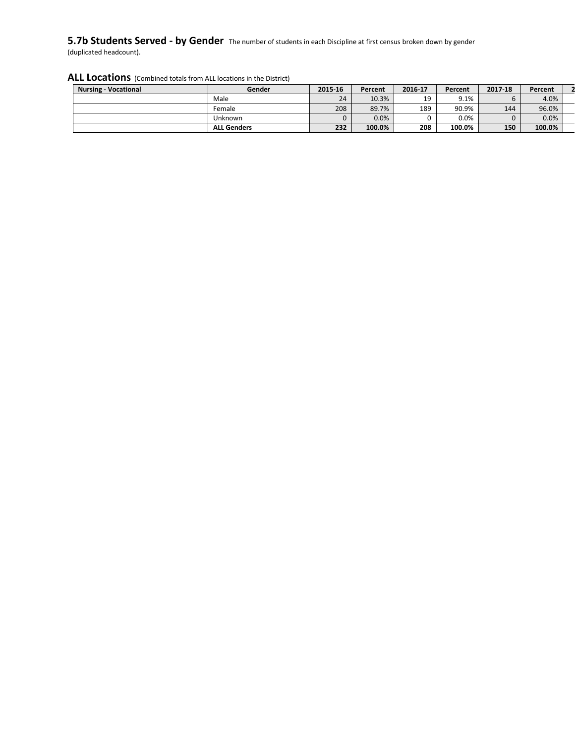**5.7b Students Served - by Gender** The number of students in each Discipline at first census broken down by gender (duplicated headcount).

**ALL Locations** (Combined totals from ALL locations in the District)

| Nursing - Vocational | Gender | 2015-16 | Percent | 2016-17 | Percent | 2017-18 | Percent |
|---|---|---|---|---|---|---|---|
| | Male | 24 | 10.3% | 19 | 9.1% | 6 | 4.0% |
| | Female | 208 | 89.7% | 189 | 90.9% | 144 | 96.0% |
| | Unknown | 0 | 0.0% | 0 | 0.0% | 0 | 0.0% |
| | **ALL Genders** | **232** | **100.0%** | **208** | **100.0%** | **150** | **100.0%** |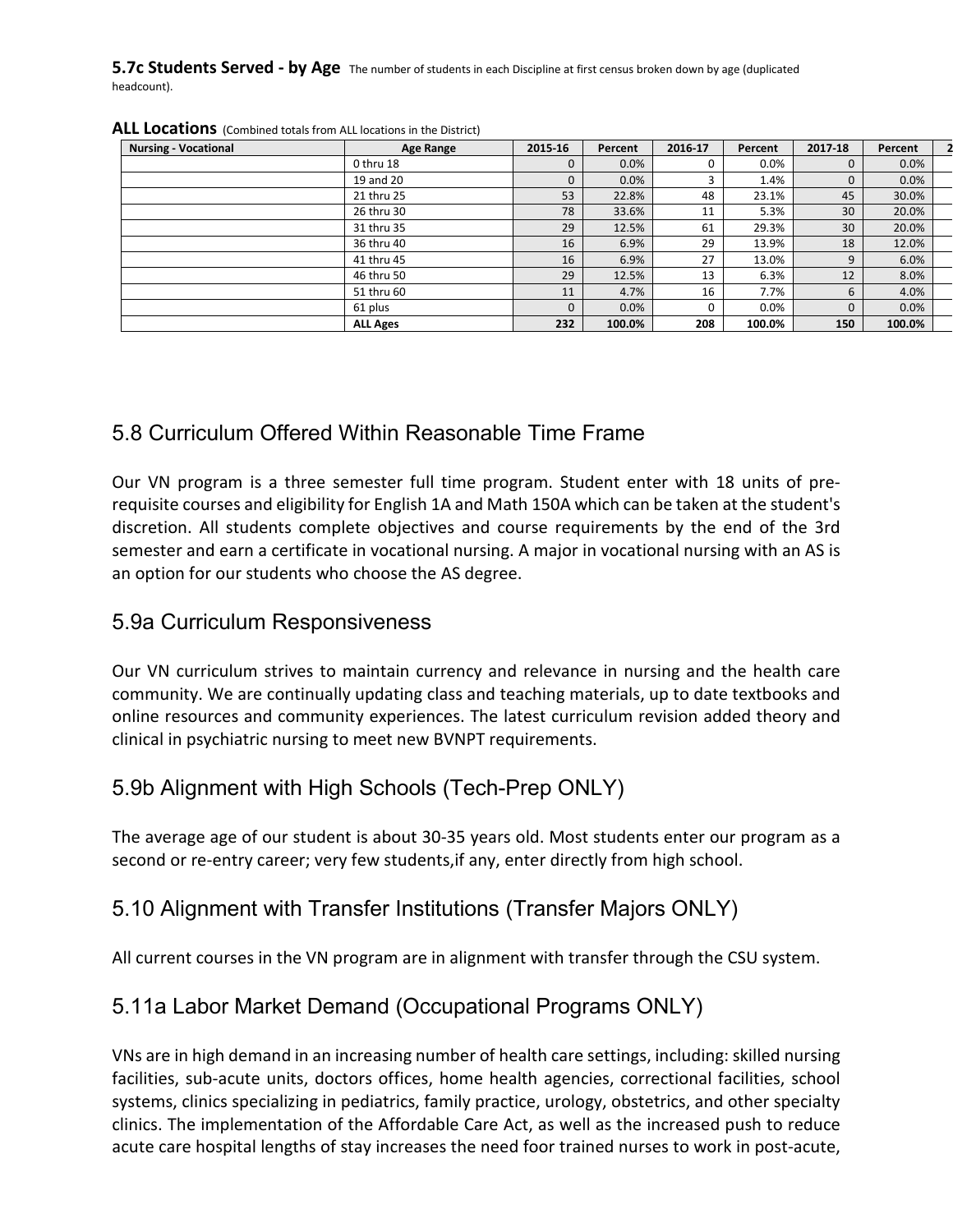**5.7c Students Served - by Age** The number of students in each Discipline at first census broken down by age (duplicated headcount).

**ALL Locations** (Combined totals from ALL locations in the District)

| Nursing - Vocational | Age Range | 2015-16 | Percent | 2016-17 | Percent | 2017-18 | Percent |
|---|---|---|---|---|---|---|---|
| | 0 thru 18 | 0 | 0.0% | 0 | 0.0% | 0 | 0.0% |
| | 19 and 20 | 0 | 0.0% | 3 | 1.4% | 0 | 0.0% |
| | 21 thru 25 | 53 | 22.8% | 48 | 23.1% | 45 | 30.0% |
| | 26 thru 30 | 78 | 33.6% | 11 | 5.3% | 30 | 20.0% |
| | 31 thru 35 | 29 | 12.5% | 61 | 29.3% | 30 | 20.0% |
| | 36 thru 40 | 16 | 6.9% | 29 | 13.9% | 18 | 12.0% |
| | 41 thru 45 | 16 | 6.9% | 27 | 13.0% | 9 | 6.0% |
| | 46 thru 50 | 29 | 12.5% | 13 | 6.3% | 12 | 8.0% |
| | 51 thru 60 | 11 | 4.7% | 16 | 7.7% | 6 | 4.0% |
| | 61 plus | 0 | 0.0% | 0 | 0.0% | 0 | 0.0% |
| | **ALL Ages** | **232** | **100.0%** | **208** | **100.0%** | **150** | **100.0%** |

## 5.8 Curriculum Offered Within Reasonable Time Frame

Our VN program is a three semester full time program. Student enter with 18 units of pre-requisite courses and eligibility for English 1A and Math 150A which can be taken at the student's discretion. All students complete objectives and course requirements by the end of the 3rd semester and earn a certificate in vocational nursing. A major in vocational nursing with an AS is an option for our students who choose the AS degree.

## 5.9a Curriculum Responsiveness

Our VN curriculum strives to maintain currency and relevance in nursing and the health care community. We are continually updating class and teaching materials, up to date textbooks and online resources and community experiences. The latest curriculum revision added theory and clinical in psychiatric nursing to meet new BVNPT requirements.

## 5.9b Alignment with High Schools (Tech-Prep ONLY)

The average age of our student is about 30-35 years old. Most students enter our program as a second or re-entry career; very few students,if any, enter directly from high school.

## 5.10 Alignment with Transfer Institutions (Transfer Majors ONLY)

All current courses in the VN program are in alignment with transfer through the CSU system.

## 5.11a Labor Market Demand (Occupational Programs ONLY)

VNs are in high demand in an increasing number of health care settings, including: skilled nursing facilities, sub-acute units, doctors offices, home health agencies, correctional facilities, school systems, clinics specializing in pediatrics, family practice, urology, obstetrics, and other specialty clinics. The implementation of the Affordable Care Act, as well as the increased push to reduce acute care hospital lengths of stay increases the need foor trained nurses to work in post-acute,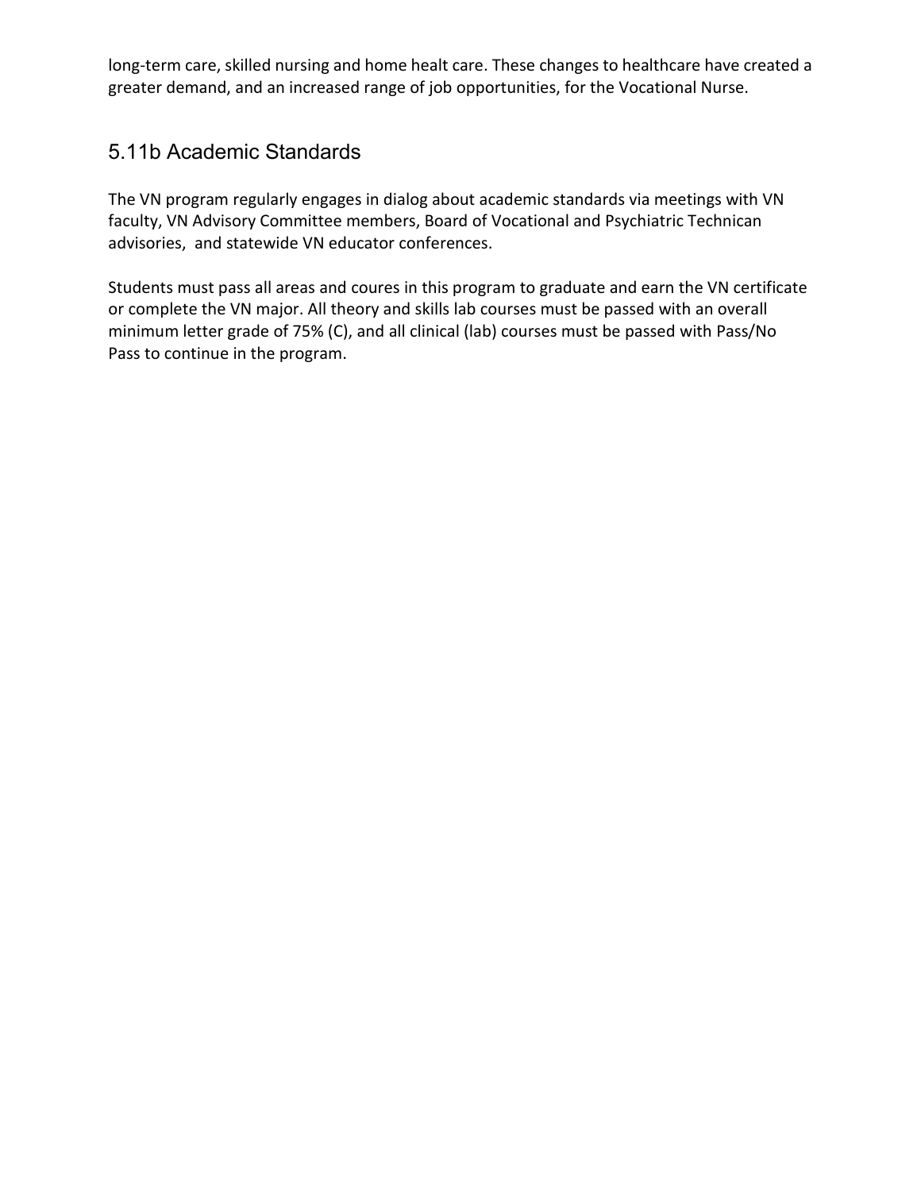long-term care, skilled nursing and home healt care. These changes to healthcare have created a greater demand, and an increased range of job opportunities, for the Vocational Nurse.

## 5.11b Academic Standards

The VN program regularly engages in dialog about academic standards via meetings with VN faculty, VN Advisory Committee members, Board of Vocational and Psychiatric Technican advisories, and statewide VN educator conferences.

Students must pass all areas and coures in this program to graduate and earn the VN certificate or complete the VN major. All theory and skills lab courses must be passed with an overall minimum letter grade of 75% (C), and all clinical (lab) courses must be passed with Pass/No Pass to continue in the program.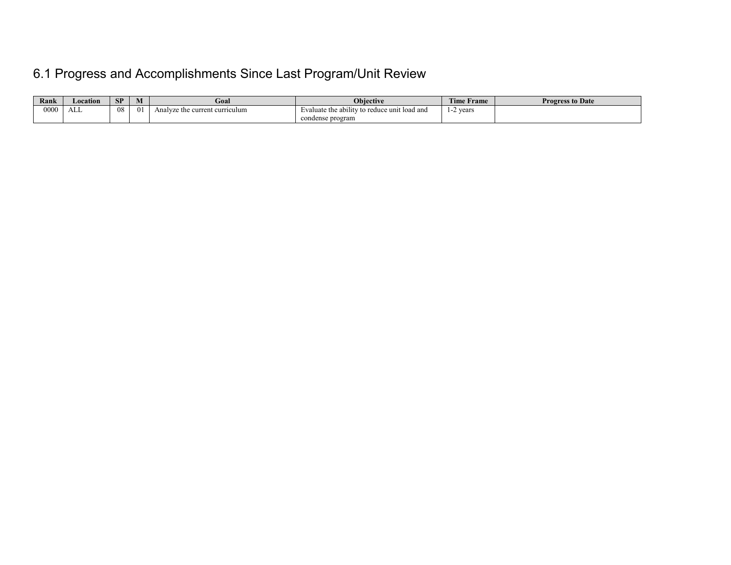# 6.1 Progress and Accomplishments Since Last Program/Unit Review

| Rank | Location | SP | M | Goal | Objective | Time Frame | Progress to Date |
|---|---|---|---|---|---|---|---|
| 0000 | ALL | 08 | 01 | Analyze the current curriculum | Evaluate the ability to reduce unit load and condense program | 1-2 years | |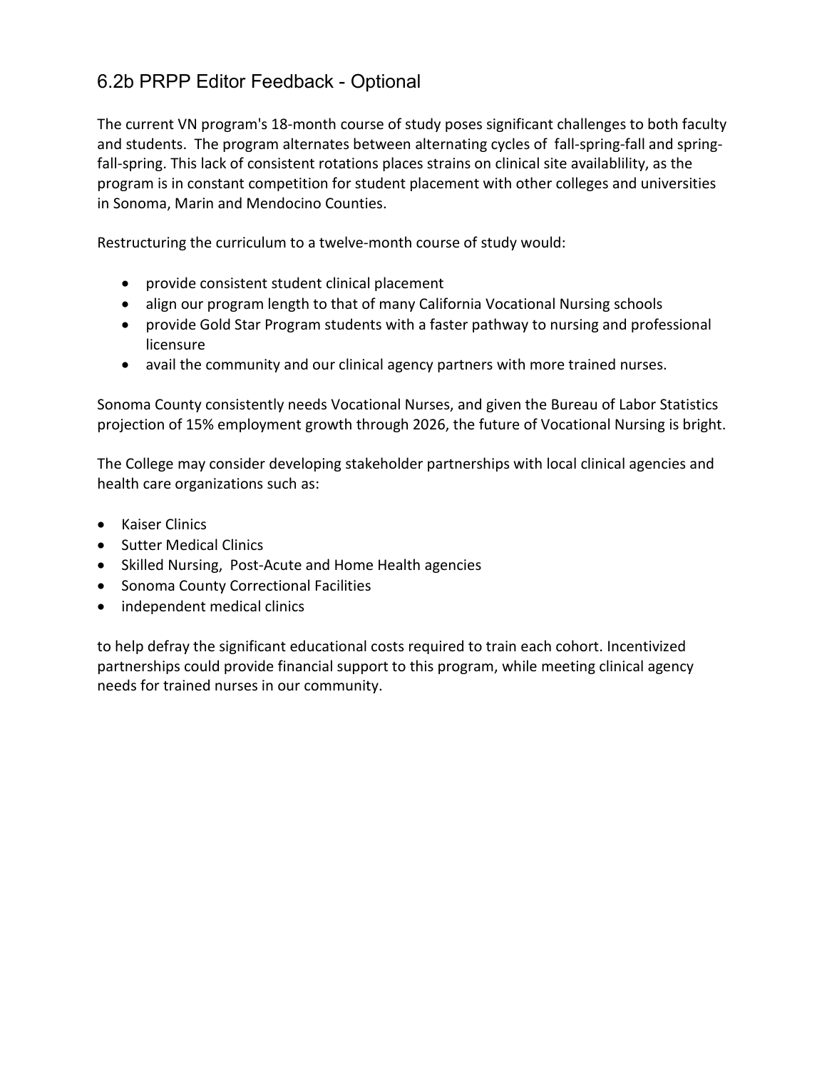## 6.2b PRPP Editor Feedback - Optional

The current VN program's 18-month course of study poses significant challenges to both faculty and students. The program alternates between alternating cycles of fall-spring-fall and spring-fall-spring. This lack of consistent rotations places strains on clinical site availablility, as the program is in constant competition for student placement with other colleges and universities in Sonoma, Marin and Mendocino Counties.

Restructuring the curriculum to a twelve-month course of study would:

- provide consistent student clinical placement
- align our program length to that of many California Vocational Nursing schools
- provide Gold Star Program students with a faster pathway to nursing and professional licensure
- avail the community and our clinical agency partners with more trained nurses.

Sonoma County consistently needs Vocational Nurses, and given the Bureau of Labor Statistics projection of 15% employment growth through 2026, the future of Vocational Nursing is bright.

The College may consider developing stakeholder partnerships with local clinical agencies and health care organizations such as:

- Kaiser Clinics
- Sutter Medical Clinics
- Skilled Nursing, Post-Acute and Home Health agencies
- Sonoma County Correctional Facilities
- independent medical clinics

to help defray the significant educational costs required to train each cohort. Incentivized partnerships could provide financial support to this program, while meeting clinical agency needs for trained nurses in our community.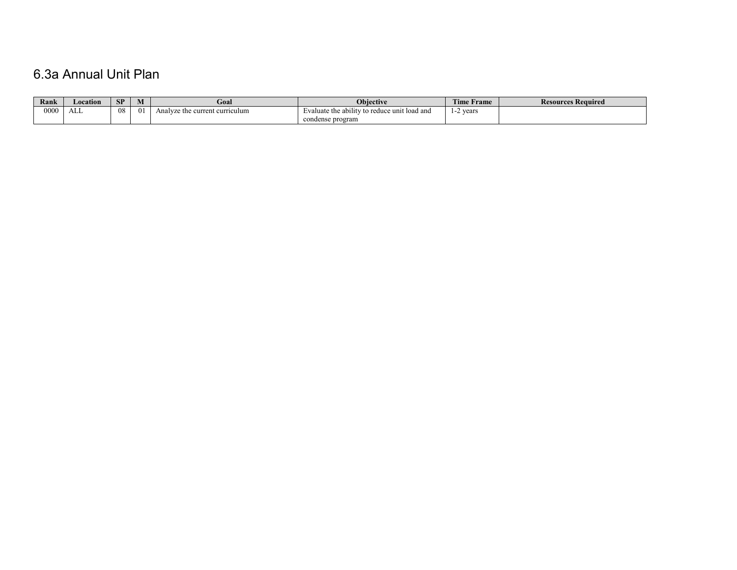# 6.3a Annual Unit Plan

| Rank | Location | SP | M | Goal | Objective | Time Frame | Resources Required |
|---|---|---|---|---|---|---|---|
| 0000 | ALL | 08 | 01 | Analyze the current curriculum | Evaluate the ability to reduce unit load and condense program | 1-2 years | |